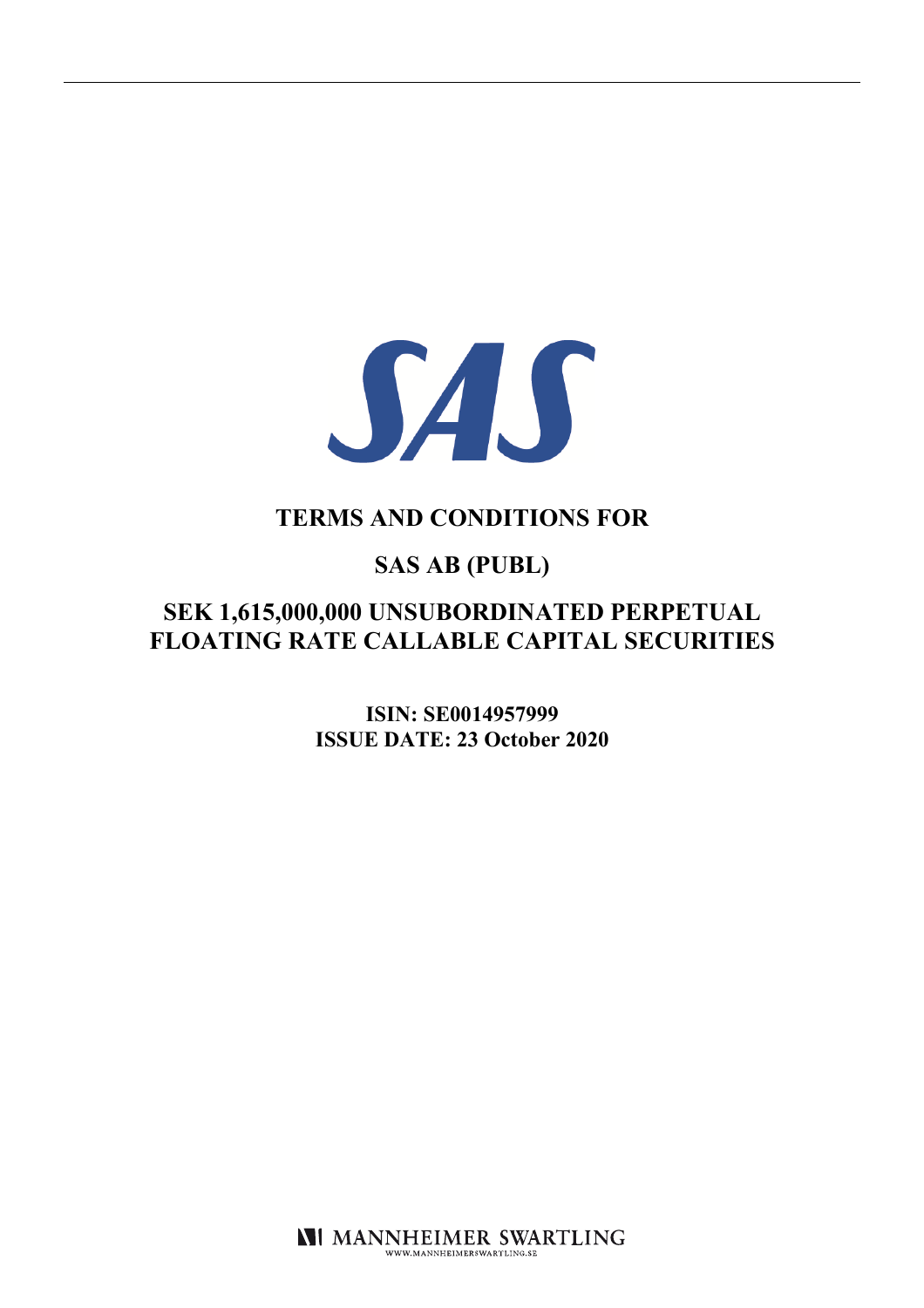# TERMS AND CONDITIONS FOR

# SAS AB (PUBL)

# SEK 1,615,000,000 UNSUBORDINATED PERPETUAL FLOATING RATE CALLABLE CAPITAL SECURITIES

**ISIN: SE0014957999**
**ISSUE DATE: 23 October 2020**

MANNHEIMER SWARTLING
WWW.MANNHEIMERSWARTLING.SE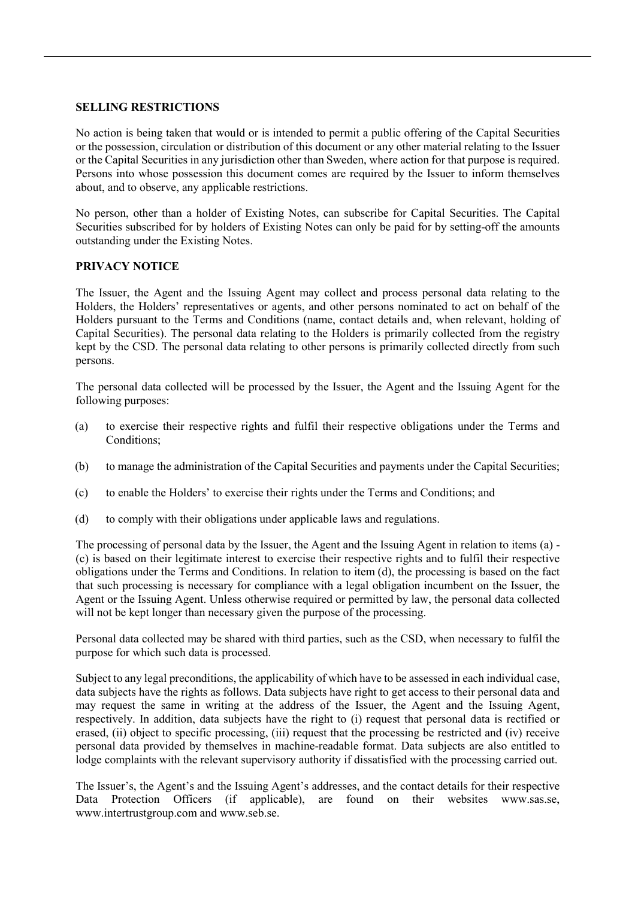## SELLING RESTRICTIONS

No action is being taken that would or is intended to permit a public offering of the Capital Securities or the possession, circulation or distribution of this document or any other material relating to the Issuer or the Capital Securities in any jurisdiction other than Sweden, where action for that purpose is required. Persons into whose possession this document comes are required by the Issuer to inform themselves about, and to observe, any applicable restrictions.

No person, other than a holder of Existing Notes, can subscribe for Capital Securities. The Capital Securities subscribed for by holders of Existing Notes can only be paid for by setting-off the amounts outstanding under the Existing Notes.

## PRIVACY NOTICE

The Issuer, the Agent and the Issuing Agent may collect and process personal data relating to the Holders, the Holders' representatives or agents, and other persons nominated to act on behalf of the Holders pursuant to the Terms and Conditions (name, contact details and, when relevant, holding of Capital Securities). The personal data relating to the Holders is primarily collected from the registry kept by the CSD. The personal data relating to other persons is primarily collected directly from such persons.

The personal data collected will be processed by the Issuer, the Agent and the Issuing Agent for the following purposes:

(a) to exercise their respective rights and fulfil their respective obligations under the Terms and Conditions;

(b) to manage the administration of the Capital Securities and payments under the Capital Securities;

(c) to enable the Holders' to exercise their rights under the Terms and Conditions; and

(d) to comply with their obligations under applicable laws and regulations.

The processing of personal data by the Issuer, the Agent and the Issuing Agent in relation to items (a) - (c) is based on their legitimate interest to exercise their respective rights and to fulfil their respective obligations under the Terms and Conditions. In relation to item (d), the processing is based on the fact that such processing is necessary for compliance with a legal obligation incumbent on the Issuer, the Agent or the Issuing Agent. Unless otherwise required or permitted by law, the personal data collected will not be kept longer than necessary given the purpose of the processing.

Personal data collected may be shared with third parties, such as the CSD, when necessary to fulfil the purpose for which such data is processed.

Subject to any legal preconditions, the applicability of which have to be assessed in each individual case, data subjects have the rights as follows. Data subjects have right to get access to their personal data and may request the same in writing at the address of the Issuer, the Agent and the Issuing Agent, respectively. In addition, data subjects have the right to (i) request that personal data is rectified or erased, (ii) object to specific processing, (iii) request that the processing be restricted and (iv) receive personal data provided by themselves in machine-readable format. Data subjects are also entitled to lodge complaints with the relevant supervisory authority if dissatisfied with the processing carried out.

The Issuer's, the Agent's and the Issuing Agent's addresses, and the contact details for their respective Data Protection Officers (if applicable), are found on their websites www.sas.se, www.intertrustgroup.com and www.seb.se.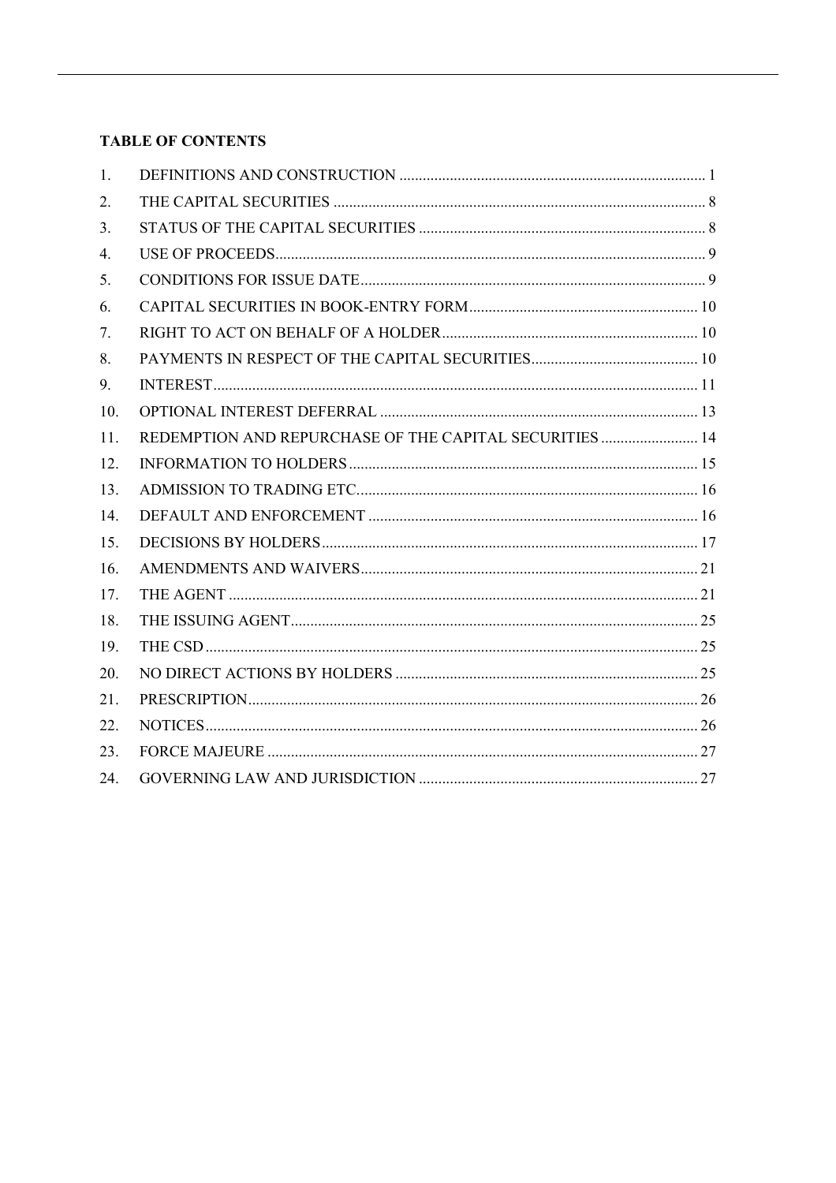**TABLE OF CONTENTS**

| | | |
|---|---|---|
| 1. | DEFINITIONS AND CONSTRUCTION | 1 |
| 2. | THE CAPITAL SECURITIES | 8 |
| 3. | STATUS OF THE CAPITAL SECURITIES | 8 |
| 4. | USE OF PROCEEDS | 9 |
| 5. | CONDITIONS FOR ISSUE DATE | 9 |
| 6. | CAPITAL SECURITIES IN BOOK-ENTRY FORM | 10 |
| 7. | RIGHT TO ACT ON BEHALF OF A HOLDER | 10 |
| 8. | PAYMENTS IN RESPECT OF THE CAPITAL SECURITIES | 10 |
| 9. | INTEREST | 11 |
| 10. | OPTIONAL INTEREST DEFERRAL | 13 |
| 11. | REDEMPTION AND REPURCHASE OF THE CAPITAL SECURITIES | 14 |
| 12. | INFORMATION TO HOLDERS | 15 |
| 13. | ADMISSION TO TRADING ETC | 16 |
| 14. | DEFAULT AND ENFORCEMENT | 16 |
| 15. | DECISIONS BY HOLDERS | 17 |
| 16. | AMENDMENTS AND WAIVERS | 21 |
| 17. | THE AGENT | 21 |
| 18. | THE ISSUING AGENT | 25 |
| 19. | THE CSD | 25 |
| 20. | NO DIRECT ACTIONS BY HOLDERS | 25 |
| 21. | PRESCRIPTION | 26 |
| 22. | NOTICES | 26 |
| 23. | FORCE MAJEURE | 27 |
| 24. | GOVERNING LAW AND JURISDICTION | 27 |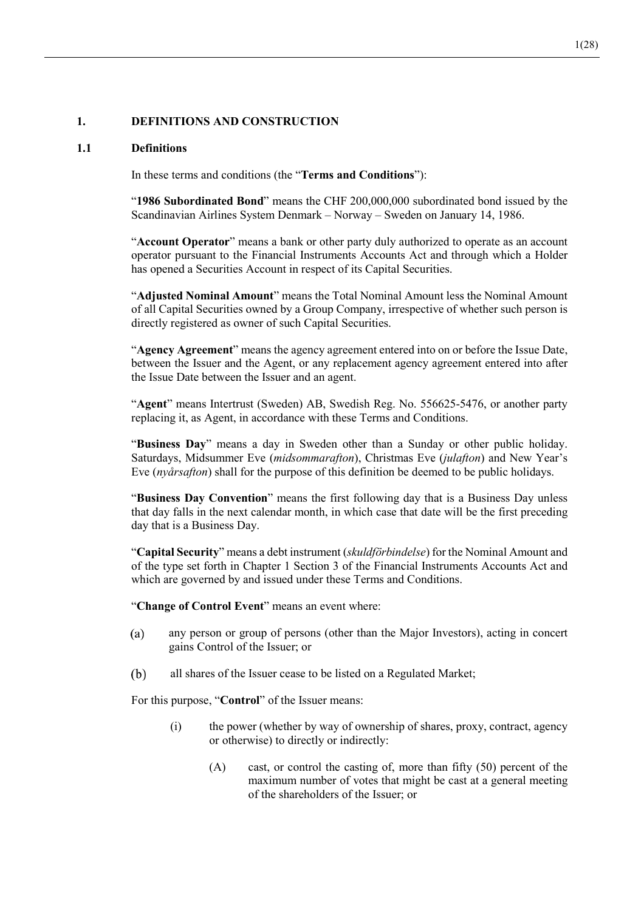## 1. DEFINITIONS AND CONSTRUCTION

### 1.1 Definitions

In these terms and conditions (the "**Terms and Conditions**"):

"**1986 Subordinated Bond**" means the CHF 200,000,000 subordinated bond issued by the Scandinavian Airlines System Denmark – Norway – Sweden on January 14, 1986.

"**Account Operator**" means a bank or other party duly authorized to operate as an account operator pursuant to the Financial Instruments Accounts Act and through which a Holder has opened a Securities Account in respect of its Capital Securities.

"**Adjusted Nominal Amount**" means the Total Nominal Amount less the Nominal Amount of all Capital Securities owned by a Group Company, irrespective of whether such person is directly registered as owner of such Capital Securities.

"**Agency Agreement**" means the agency agreement entered into on or before the Issue Date, between the Issuer and the Agent, or any replacement agency agreement entered into after the Issue Date between the Issuer and an agent.

"**Agent**" means Intertrust (Sweden) AB, Swedish Reg. No. 556625-5476, or another party replacing it, as Agent, in accordance with these Terms and Conditions.

"**Business Day**" means a day in Sweden other than a Sunday or other public holiday. Saturdays, Midsummer Eve (*midsommarafton*), Christmas Eve (*julafton*) and New Year's Eve (*nyårsafton*) shall for the purpose of this definition be deemed to be public holidays.

"**Business Day Convention**" means the first following day that is a Business Day unless that day falls in the next calendar month, in which case that date will be the first preceding day that is a Business Day.

"**Capital Security**" means a debt instrument (*skuldförbindelse*) for the Nominal Amount and of the type set forth in Chapter 1 Section 3 of the Financial Instruments Accounts Act and which are governed by and issued under these Terms and Conditions.

"**Change of Control Event**" means an event where:

(a) any person or group of persons (other than the Major Investors), acting in concert gains Control of the Issuer; or

(b) all shares of the Issuer cease to be listed on a Regulated Market;

For this purpose, "**Control**" of the Issuer means:

(i) the power (whether by way of ownership of shares, proxy, contract, agency or otherwise) to directly or indirectly:

(A) cast, or control the casting of, more than fifty (50) percent of the maximum number of votes that might be cast at a general meeting of the shareholders of the Issuer; or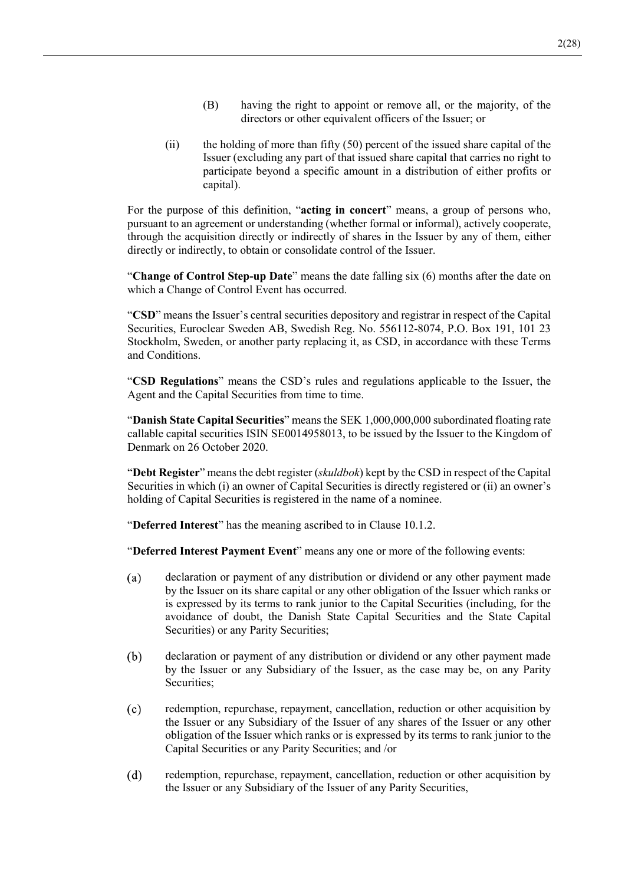(B) having the right to appoint or remove all, or the majority, of the directors or other equivalent officers of the Issuer; or

(ii) the holding of more than fifty (50) percent of the issued share capital of the Issuer (excluding any part of that issued share capital that carries no right to participate beyond a specific amount in a distribution of either profits or capital).

For the purpose of this definition, "**acting in concert**" means, a group of persons who, pursuant to an agreement or understanding (whether formal or informal), actively cooperate, through the acquisition directly or indirectly of shares in the Issuer by any of them, either directly or indirectly, to obtain or consolidate control of the Issuer.

"**Change of Control Step-up Date**" means the date falling six (6) months after the date on which a Change of Control Event has occurred.

"**CSD**" means the Issuer's central securities depository and registrar in respect of the Capital Securities, Euroclear Sweden AB, Swedish Reg. No. 556112-8074, P.O. Box 191, 101 23 Stockholm, Sweden, or another party replacing it, as CSD, in accordance with these Terms and Conditions.

"**CSD Regulations**" means the CSD's rules and regulations applicable to the Issuer, the Agent and the Capital Securities from time to time.

"**Danish State Capital Securities**" means the SEK 1,000,000,000 subordinated floating rate callable capital securities ISIN SE0014958013, to be issued by the Issuer to the Kingdom of Denmark on 26 October 2020.

"**Debt Register**" means the debt register (*skuldbok*) kept by the CSD in respect of the Capital Securities in which (i) an owner of Capital Securities is directly registered or (ii) an owner's holding of Capital Securities is registered in the name of a nominee.

"**Deferred Interest**" has the meaning ascribed to in Clause 10.1.2.

"**Deferred Interest Payment Event**" means any one or more of the following events:

(a) declaration or payment of any distribution or dividend or any other payment made by the Issuer on its share capital or any other obligation of the Issuer which ranks or is expressed by its terms to rank junior to the Capital Securities (including, for the avoidance of doubt, the Danish State Capital Securities and the State Capital Securities) or any Parity Securities;

(b) declaration or payment of any distribution or dividend or any other payment made by the Issuer or any Subsidiary of the Issuer, as the case may be, on any Parity Securities;

(c) redemption, repurchase, repayment, cancellation, reduction or other acquisition by the Issuer or any Subsidiary of the Issuer of any shares of the Issuer or any other obligation of the Issuer which ranks or is expressed by its terms to rank junior to the Capital Securities or any Parity Securities; and /or

(d) redemption, repurchase, repayment, cancellation, reduction or other acquisition by the Issuer or any Subsidiary of the Issuer of any Parity Securities,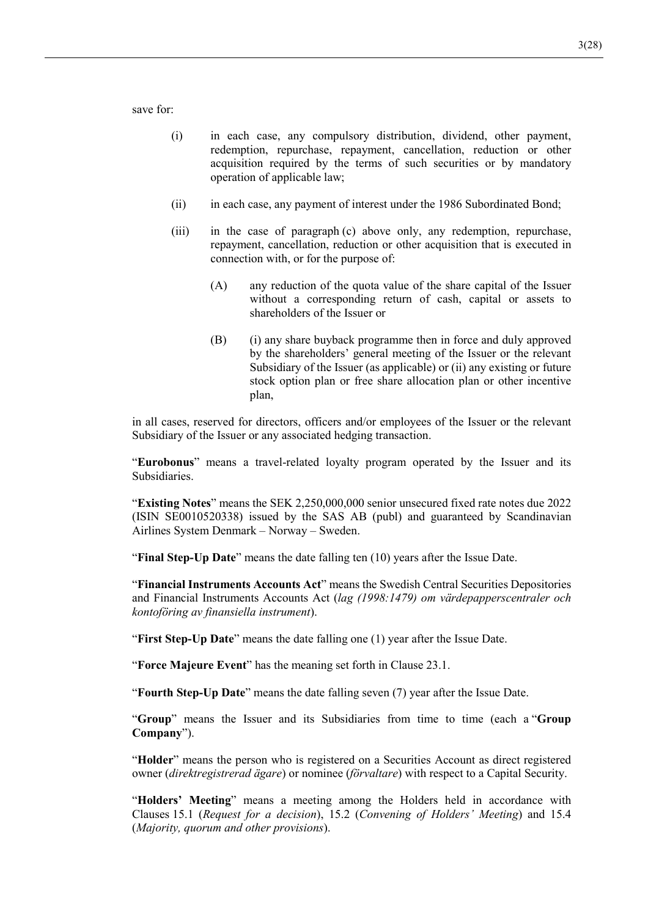save for:

(i) in each case, any compulsory distribution, dividend, other payment, redemption, repurchase, repayment, cancellation, reduction or other acquisition required by the terms of such securities or by mandatory operation of applicable law;

(ii) in each case, any payment of interest under the 1986 Subordinated Bond;

(iii) in the case of paragraph (c) above only, any redemption, repurchase, repayment, cancellation, reduction or other acquisition that is executed in connection with, or for the purpose of:

(A) any reduction of the quota value of the share capital of the Issuer without a corresponding return of cash, capital or assets to shareholders of the Issuer or

(B) (i) any share buyback programme then in force and duly approved by the shareholders' general meeting of the Issuer or the relevant Subsidiary of the Issuer (as applicable) or (ii) any existing or future stock option plan or free share allocation plan or other incentive plan,

in all cases, reserved for directors, officers and/or employees of the Issuer or the relevant Subsidiary of the Issuer or any associated hedging transaction.

"**Eurobonus**" means a travel-related loyalty program operated by the Issuer and its Subsidiaries.

"**Existing Notes**" means the SEK 2,250,000,000 senior unsecured fixed rate notes due 2022 (ISIN SE0010520338) issued by the SAS AB (publ) and guaranteed by Scandinavian Airlines System Denmark – Norway – Sweden.

"**Final Step-Up Date**" means the date falling ten (10) years after the Issue Date.

"**Financial Instruments Accounts Act**" means the Swedish Central Securities Depositories and Financial Instruments Accounts Act (*lag (1998:1479) om värdepapperscentraler och kontoföring av finansiella instrument*).

"**First Step-Up Date**" means the date falling one (1) year after the Issue Date.

"**Force Majeure Event**" has the meaning set forth in Clause 23.1.

"**Fourth Step-Up Date**" means the date falling seven (7) year after the Issue Date.

"**Group**" means the Issuer and its Subsidiaries from time to time (each a "**Group Company**").

"**Holder**" means the person who is registered on a Securities Account as direct registered owner (*direktregistrerad ägare*) or nominee (*förvaltare*) with respect to a Capital Security.

"**Holders' Meeting**" means a meeting among the Holders held in accordance with Clauses 15.1 (*Request for a decision*), 15.2 (*Convening of Holders' Meeting*) and 15.4 (*Majority, quorum and other provisions*).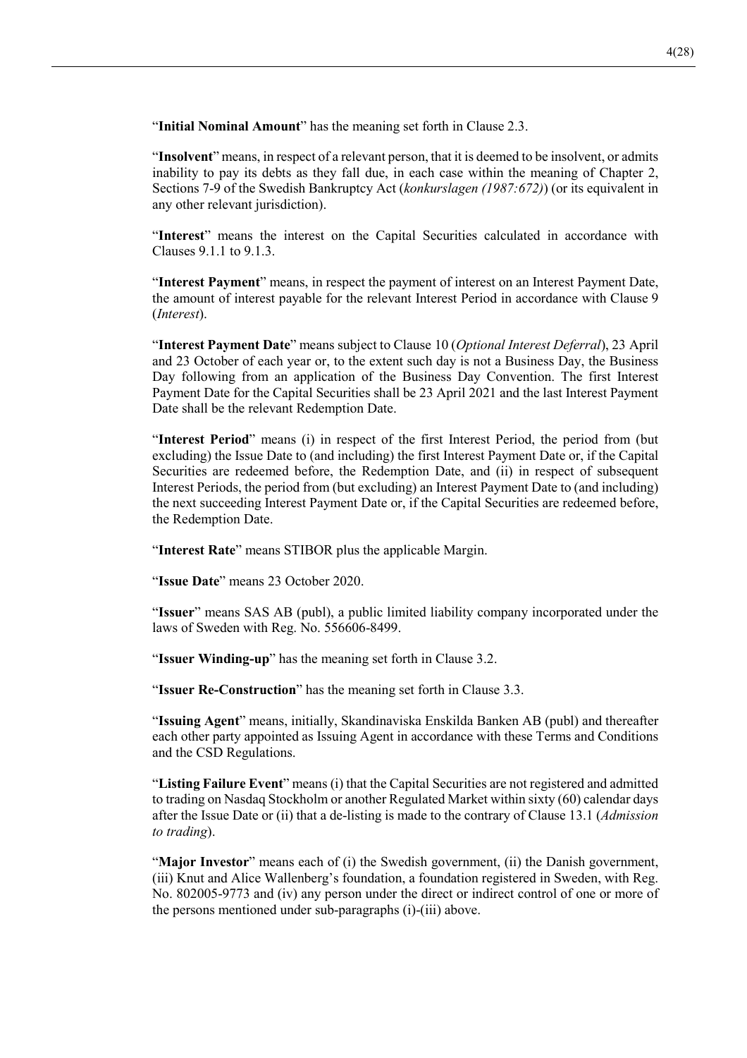"**Initial Nominal Amount**" has the meaning set forth in Clause 2.3.

"**Insolvent**" means, in respect of a relevant person, that it is deemed to be insolvent, or admits inability to pay its debts as they fall due, in each case within the meaning of Chapter 2, Sections 7-9 of the Swedish Bankruptcy Act (*konkurslagen (1987:672)*) (or its equivalent in any other relevant jurisdiction).

"**Interest**" means the interest on the Capital Securities calculated in accordance with Clauses 9.1.1 to 9.1.3.

"**Interest Payment**" means, in respect the payment of interest on an Interest Payment Date, the amount of interest payable for the relevant Interest Period in accordance with Clause 9 (*Interest*).

"**Interest Payment Date**" means subject to Clause 10 (*Optional Interest Deferral*), 23 April and 23 October of each year or, to the extent such day is not a Business Day, the Business Day following from an application of the Business Day Convention. The first Interest Payment Date for the Capital Securities shall be 23 April 2021 and the last Interest Payment Date shall be the relevant Redemption Date.

"**Interest Period**" means (i) in respect of the first Interest Period, the period from (but excluding) the Issue Date to (and including) the first Interest Payment Date or, if the Capital Securities are redeemed before, the Redemption Date, and (ii) in respect of subsequent Interest Periods, the period from (but excluding) an Interest Payment Date to (and including) the next succeeding Interest Payment Date or, if the Capital Securities are redeemed before, the Redemption Date.

"**Interest Rate**" means STIBOR plus the applicable Margin.

"**Issue Date**" means 23 October 2020.

"**Issuer**" means SAS AB (publ), a public limited liability company incorporated under the laws of Sweden with Reg. No. 556606-8499.

"**Issuer Winding-up**" has the meaning set forth in Clause 3.2.

"**Issuer Re-Construction**" has the meaning set forth in Clause 3.3.

"**Issuing Agent**" means, initially, Skandinaviska Enskilda Banken AB (publ) and thereafter each other party appointed as Issuing Agent in accordance with these Terms and Conditions and the CSD Regulations.

"**Listing Failure Event**" means (i) that the Capital Securities are not registered and admitted to trading on Nasdaq Stockholm or another Regulated Market within sixty (60) calendar days after the Issue Date or (ii) that a de-listing is made to the contrary of Clause 13.1 (*Admission to trading*).

"**Major Investor**" means each of (i) the Swedish government, (ii) the Danish government, (iii) Knut and Alice Wallenberg's foundation, a foundation registered in Sweden, with Reg. No. 802005-9773 and (iv) any person under the direct or indirect control of one or more of the persons mentioned under sub-paragraphs (i)-(iii) above.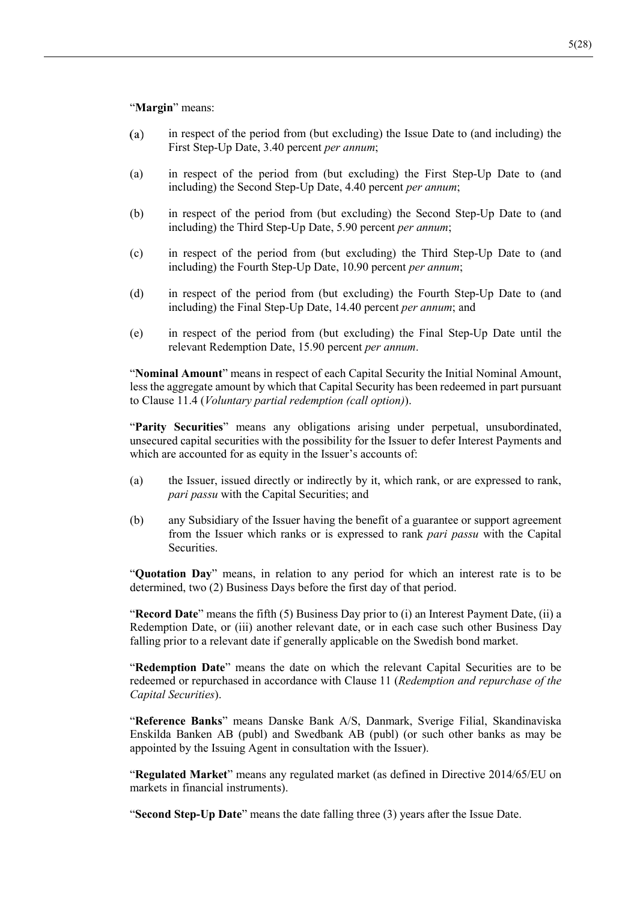"**Margin**" means:

(a) in respect of the period from (but excluding) the Issue Date to (and including) the First Step-Up Date, 3.40 percent *per annum*;

(a) in respect of the period from (but excluding) the First Step-Up Date to (and including) the Second Step-Up Date, 4.40 percent *per annum*;

(b) in respect of the period from (but excluding) the Second Step-Up Date to (and including) the Third Step-Up Date, 5.90 percent *per annum*;

(c) in respect of the period from (but excluding) the Third Step-Up Date to (and including) the Fourth Step-Up Date, 10.90 percent *per annum*;

(d) in respect of the period from (but excluding) the Fourth Step-Up Date to (and including) the Final Step-Up Date, 14.40 percent *per annum*; and

(e) in respect of the period from (but excluding) the Final Step-Up Date until the relevant Redemption Date, 15.90 percent *per annum*.

"**Nominal Amount**" means in respect of each Capital Security the Initial Nominal Amount, less the aggregate amount by which that Capital Security has been redeemed in part pursuant to Clause 11.4 (*Voluntary partial redemption (call option)*).

"**Parity Securities**" means any obligations arising under perpetual, unsubordinated, unsecured capital securities with the possibility for the Issuer to defer Interest Payments and which are accounted for as equity in the Issuer's accounts of:

(a) the Issuer, issued directly or indirectly by it, which rank, or are expressed to rank, *pari passu* with the Capital Securities; and

(b) any Subsidiary of the Issuer having the benefit of a guarantee or support agreement from the Issuer which ranks or is expressed to rank *pari passu* with the Capital Securities.

"**Quotation Day**" means, in relation to any period for which an interest rate is to be determined, two (2) Business Days before the first day of that period.

"**Record Date**" means the fifth (5) Business Day prior to (i) an Interest Payment Date, (ii) a Redemption Date, or (iii) another relevant date, or in each case such other Business Day falling prior to a relevant date if generally applicable on the Swedish bond market.

"**Redemption Date**" means the date on which the relevant Capital Securities are to be redeemed or repurchased in accordance with Clause 11 (*Redemption and repurchase of the Capital Securities*).

"**Reference Banks**" means Danske Bank A/S, Danmark, Sverige Filial, Skandinaviska Enskilda Banken AB (publ) and Swedbank AB (publ) (or such other banks as may be appointed by the Issuing Agent in consultation with the Issuer).

"**Regulated Market**" means any regulated market (as defined in Directive 2014/65/EU on markets in financial instruments).

"**Second Step-Up Date**" means the date falling three (3) years after the Issue Date.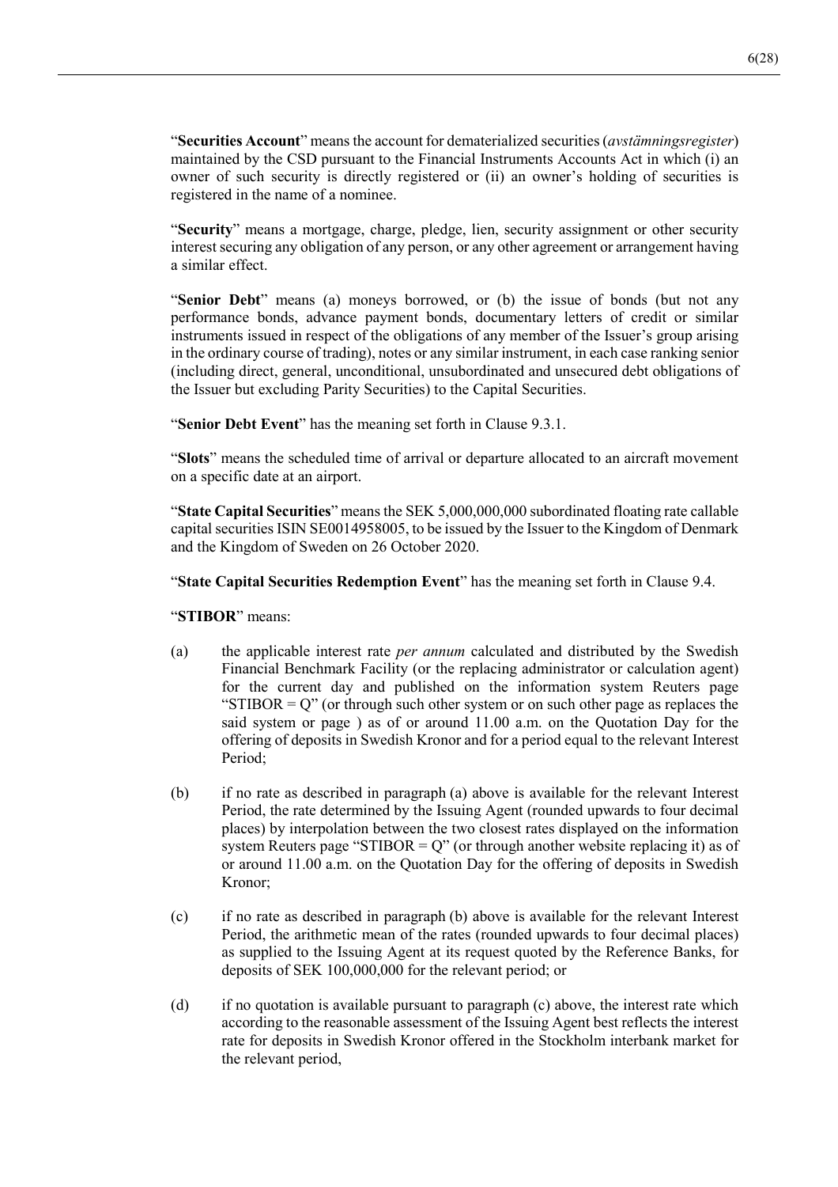"**Securities Account**" means the account for dematerialized securities (*avstämningsregister*) maintained by the CSD pursuant to the Financial Instruments Accounts Act in which (i) an owner of such security is directly registered or (ii) an owner's holding of securities is registered in the name of a nominee.

"**Security**" means a mortgage, charge, pledge, lien, security assignment or other security interest securing any obligation of any person, or any other agreement or arrangement having a similar effect.

"**Senior Debt**" means (a) moneys borrowed, or (b) the issue of bonds (but not any performance bonds, advance payment bonds, documentary letters of credit or similar instruments issued in respect of the obligations of any member of the Issuer's group arising in the ordinary course of trading), notes or any similar instrument, in each case ranking senior (including direct, general, unconditional, unsubordinated and unsecured debt obligations of the Issuer but excluding Parity Securities) to the Capital Securities.

"**Senior Debt Event**" has the meaning set forth in Clause 9.3.1.

"**Slots**" means the scheduled time of arrival or departure allocated to an aircraft movement on a specific date at an airport.

"**State Capital Securities**" means the SEK 5,000,000,000 subordinated floating rate callable capital securities ISIN SE0014958005, to be issued by the Issuer to the Kingdom of Denmark and the Kingdom of Sweden on 26 October 2020.

"**State Capital Securities Redemption Event**" has the meaning set forth in Clause 9.4.

"**STIBOR**" means:

(a) the applicable interest rate *per annum* calculated and distributed by the Swedish Financial Benchmark Facility (or the replacing administrator or calculation agent) for the current day and published on the information system Reuters page "STIBOR = Q" (or through such other system or on such other page as replaces the said system or page ) as of or around 11.00 a.m. on the Quotation Day for the offering of deposits in Swedish Kronor and for a period equal to the relevant Interest Period;

(b) if no rate as described in paragraph (a) above is available for the relevant Interest Period, the rate determined by the Issuing Agent (rounded upwards to four decimal places) by interpolation between the two closest rates displayed on the information system Reuters page "STIBOR = Q" (or through another website replacing it) as of or around 11.00 a.m. on the Quotation Day for the offering of deposits in Swedish Kronor;

(c) if no rate as described in paragraph (b) above is available for the relevant Interest Period, the arithmetic mean of the rates (rounded upwards to four decimal places) as supplied to the Issuing Agent at its request quoted by the Reference Banks, for deposits of SEK 100,000,000 for the relevant period; or

(d) if no quotation is available pursuant to paragraph (c) above, the interest rate which according to the reasonable assessment of the Issuing Agent best reflects the interest rate for deposits in Swedish Kronor offered in the Stockholm interbank market for the relevant period,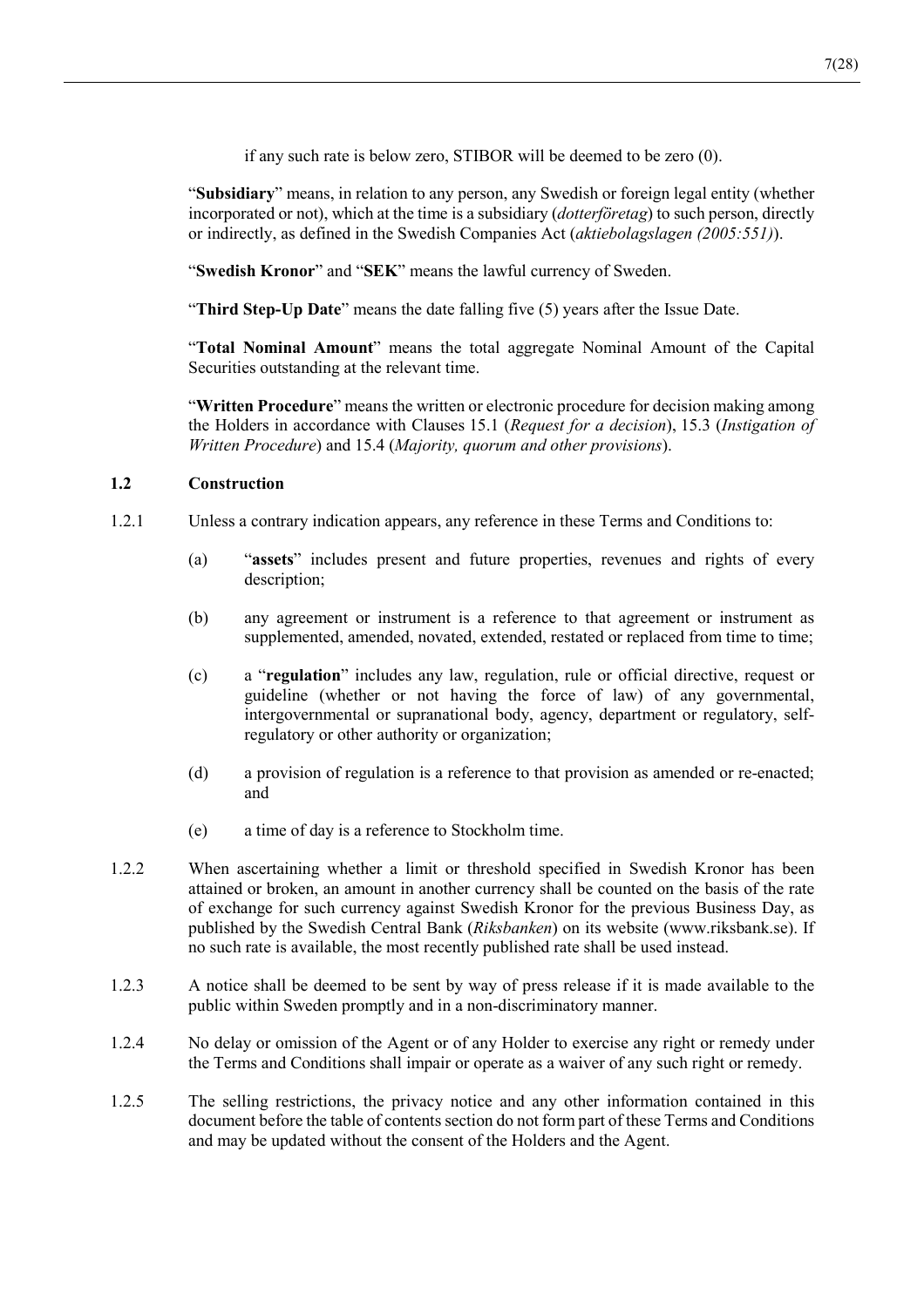if any such rate is below zero, STIBOR will be deemed to be zero (0).

"**Subsidiary**" means, in relation to any person, any Swedish or foreign legal entity (whether incorporated or not), which at the time is a subsidiary (*dotterföretag*) to such person, directly or indirectly, as defined in the Swedish Companies Act (*aktiebolagslagen (2005:551)*).

"**Swedish Kronor**" and "**SEK**" means the lawful currency of Sweden.

"**Third Step-Up Date**" means the date falling five (5) years after the Issue Date.

"**Total Nominal Amount**" means the total aggregate Nominal Amount of the Capital Securities outstanding at the relevant time.

"**Written Procedure**" means the written or electronic procedure for decision making among the Holders in accordance with Clauses 15.1 (*Request for a decision*), 15.3 (*Instigation of Written Procedure*) and 15.4 (*Majority, quorum and other provisions*).

### 1.2 Construction

1.2.1 Unless a contrary indication appears, any reference in these Terms and Conditions to:

(a) "**assets**" includes present and future properties, revenues and rights of every description;

(b) any agreement or instrument is a reference to that agreement or instrument as supplemented, amended, novated, extended, restated or replaced from time to time;

(c) a "**regulation**" includes any law, regulation, rule or official directive, request or guideline (whether or not having the force of law) of any governmental, intergovernmental or supranational body, agency, department or regulatory, self-regulatory or other authority or organization;

(d) a provision of regulation is a reference to that provision as amended or re-enacted; and

(e) a time of day is a reference to Stockholm time.

1.2.2 When ascertaining whether a limit or threshold specified in Swedish Kronor has been attained or broken, an amount in another currency shall be counted on the basis of the rate of exchange for such currency against Swedish Kronor for the previous Business Day, as published by the Swedish Central Bank (*Riksbanken*) on its website (www.riksbank.se). If no such rate is available, the most recently published rate shall be used instead.

1.2.3 A notice shall be deemed to be sent by way of press release if it is made available to the public within Sweden promptly and in a non-discriminatory manner.

1.2.4 No delay or omission of the Agent or of any Holder to exercise any right or remedy under the Terms and Conditions shall impair or operate as a waiver of any such right or remedy.

1.2.5 The selling restrictions, the privacy notice and any other information contained in this document before the table of contents section do not form part of these Terms and Conditions and may be updated without the consent of the Holders and the Agent.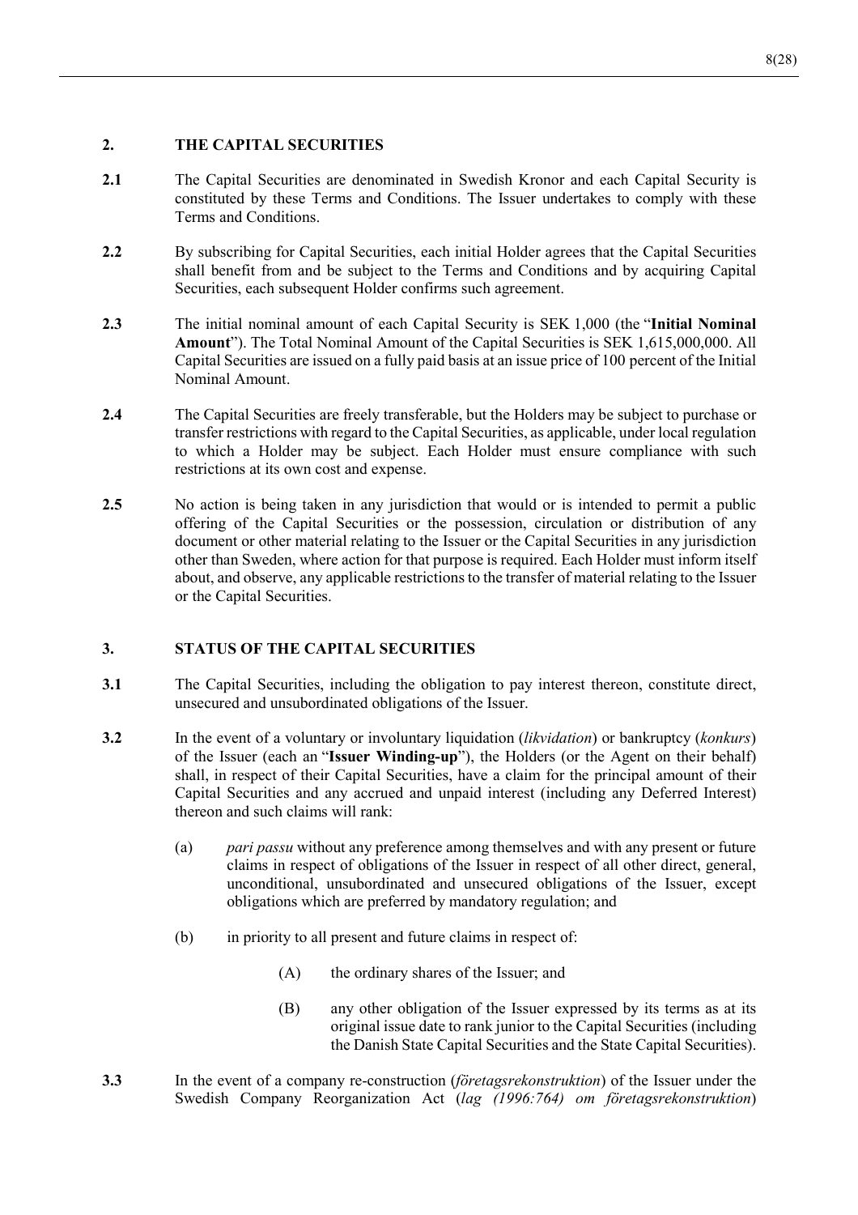## 2. THE CAPITAL SECURITIES

**2.1** The Capital Securities are denominated in Swedish Kronor and each Capital Security is constituted by these Terms and Conditions. The Issuer undertakes to comply with these Terms and Conditions.

**2.2** By subscribing for Capital Securities, each initial Holder agrees that the Capital Securities shall benefit from and be subject to the Terms and Conditions and by acquiring Capital Securities, each subsequent Holder confirms such agreement.

**2.3** The initial nominal amount of each Capital Security is SEK 1,000 (the "**Initial Nominal Amount**"). The Total Nominal Amount of the Capital Securities is SEK 1,615,000,000. All Capital Securities are issued on a fully paid basis at an issue price of 100 percent of the Initial Nominal Amount.

**2.4** The Capital Securities are freely transferable, but the Holders may be subject to purchase or transfer restrictions with regard to the Capital Securities, as applicable, under local regulation to which a Holder may be subject. Each Holder must ensure compliance with such restrictions at its own cost and expense.

**2.5** No action is being taken in any jurisdiction that would or is intended to permit a public offering of the Capital Securities or the possession, circulation or distribution of any document or other material relating to the Issuer or the Capital Securities in any jurisdiction other than Sweden, where action for that purpose is required. Each Holder must inform itself about, and observe, any applicable restrictions to the transfer of material relating to the Issuer or the Capital Securities.

## 3. STATUS OF THE CAPITAL SECURITIES

**3.1** The Capital Securities, including the obligation to pay interest thereon, constitute direct, unsecured and unsubordinated obligations of the Issuer.

**3.2** In the event of a voluntary or involuntary liquidation (*likvidation*) or bankruptcy (*konkurs*) of the Issuer (each an "**Issuer Winding-up**"), the Holders (or the Agent on their behalf) shall, in respect of their Capital Securities, have a claim for the principal amount of their Capital Securities and any accrued and unpaid interest (including any Deferred Interest) thereon and such claims will rank:

(a) *pari passu* without any preference among themselves and with any present or future claims in respect of obligations of the Issuer in respect of all other direct, general, unconditional, unsubordinated and unsecured obligations of the Issuer, except obligations which are preferred by mandatory regulation; and

(b) in priority to all present and future claims in respect of:

(A) the ordinary shares of the Issuer; and

(B) any other obligation of the Issuer expressed by its terms as at its original issue date to rank junior to the Capital Securities (including the Danish State Capital Securities and the State Capital Securities).

**3.3** In the event of a company re-construction (*företagsrekonstruktion*) of the Issuer under the Swedish Company Reorganization Act (*lag (1996:764) om företagsrekonstruktion*)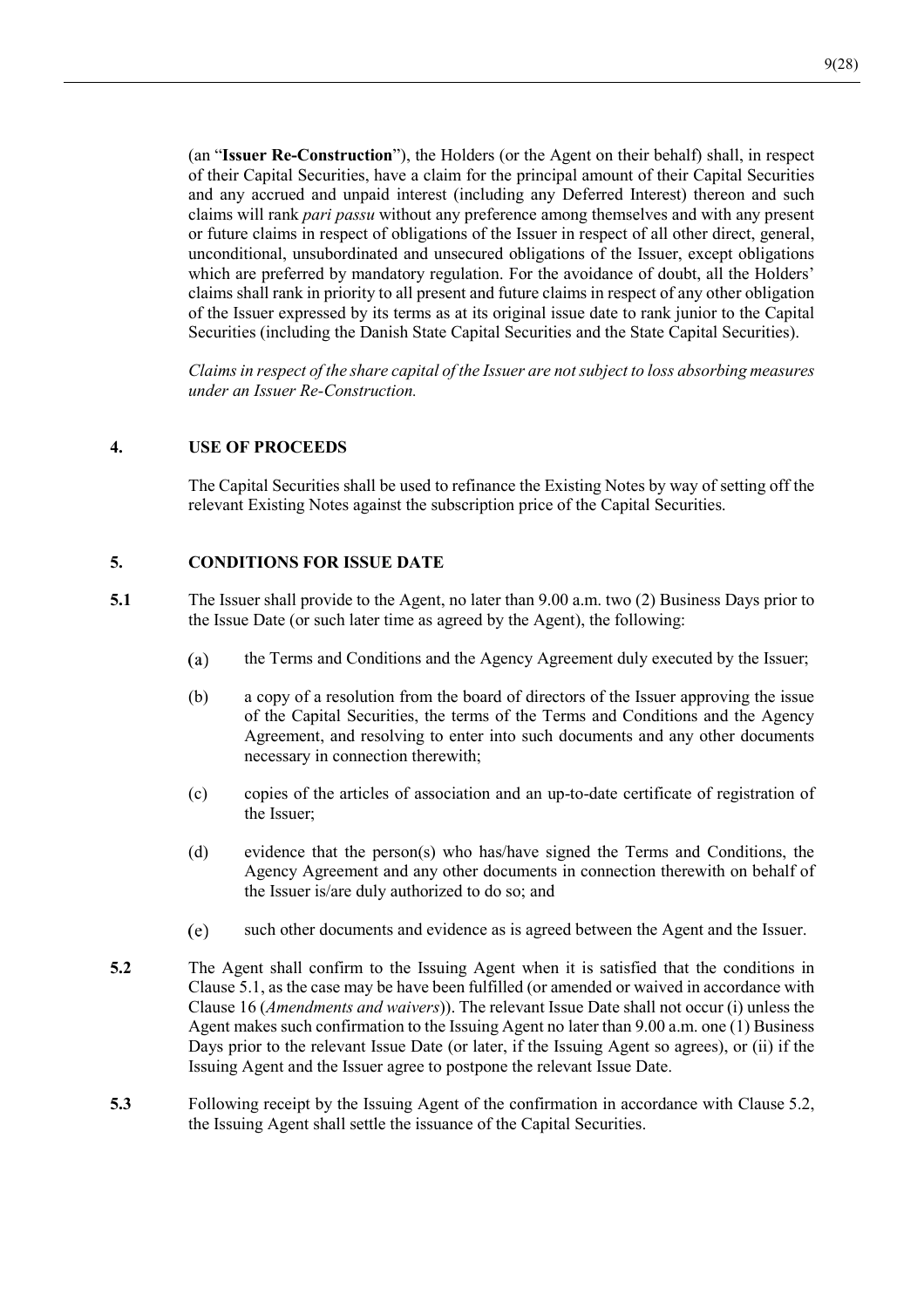(an "**Issuer Re-Construction**"), the Holders (or the Agent on their behalf) shall, in respect of their Capital Securities, have a claim for the principal amount of their Capital Securities and any accrued and unpaid interest (including any Deferred Interest) thereon and such claims will rank *pari passu* without any preference among themselves and with any present or future claims in respect of obligations of the Issuer in respect of all other direct, general, unconditional, unsubordinated and unsecured obligations of the Issuer, except obligations which are preferred by mandatory regulation. For the avoidance of doubt, all the Holders' claims shall rank in priority to all present and future claims in respect of any other obligation of the Issuer expressed by its terms as at its original issue date to rank junior to the Capital Securities (including the Danish State Capital Securities and the State Capital Securities).

*Claims in respect of the share capital of the Issuer are not subject to loss absorbing measures under an Issuer Re-Construction.*

## 4. USE OF PROCEEDS

The Capital Securities shall be used to refinance the Existing Notes by way of setting off the relevant Existing Notes against the subscription price of the Capital Securities.

## 5. CONDITIONS FOR ISSUE DATE

**5.1** The Issuer shall provide to the Agent, no later than 9.00 a.m. two (2) Business Days prior to the Issue Date (or such later time as agreed by the Agent), the following:

(a) the Terms and Conditions and the Agency Agreement duly executed by the Issuer;

(b) a copy of a resolution from the board of directors of the Issuer approving the issue of the Capital Securities, the terms of the Terms and Conditions and the Agency Agreement, and resolving to enter into such documents and any other documents necessary in connection therewith;

(c) copies of the articles of association and an up-to-date certificate of registration of the Issuer;

(d) evidence that the person(s) who has/have signed the Terms and Conditions, the Agency Agreement and any other documents in connection therewith on behalf of the Issuer is/are duly authorized to do so; and

(e) such other documents and evidence as is agreed between the Agent and the Issuer.

**5.2** The Agent shall confirm to the Issuing Agent when it is satisfied that the conditions in Clause 5.1, as the case may be have been fulfilled (or amended or waived in accordance with Clause 16 (*Amendments and waivers*)). The relevant Issue Date shall not occur (i) unless the Agent makes such confirmation to the Issuing Agent no later than 9.00 a.m. one (1) Business Days prior to the relevant Issue Date (or later, if the Issuing Agent so agrees), or (ii) if the Issuing Agent and the Issuer agree to postpone the relevant Issue Date.

**5.3** Following receipt by the Issuing Agent of the confirmation in accordance with Clause 5.2, the Issuing Agent shall settle the issuance of the Capital Securities.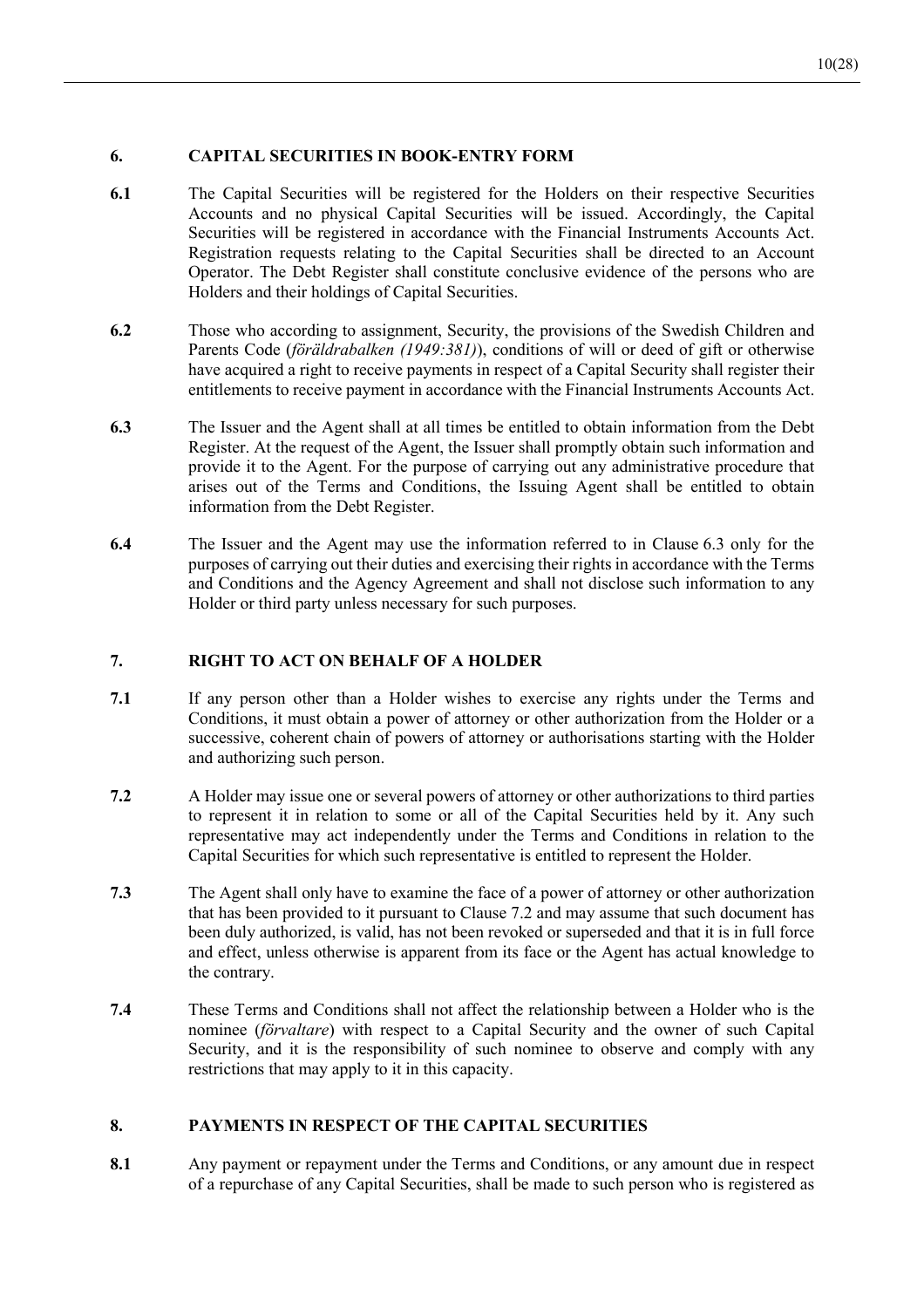## 6. CAPITAL SECURITIES IN BOOK-ENTRY FORM

**6.1** The Capital Securities will be registered for the Holders on their respective Securities Accounts and no physical Capital Securities will be issued. Accordingly, the Capital Securities will be registered in accordance with the Financial Instruments Accounts Act. Registration requests relating to the Capital Securities shall be directed to an Account Operator. The Debt Register shall constitute conclusive evidence of the persons who are Holders and their holdings of Capital Securities.

**6.2** Those who according to assignment, Security, the provisions of the Swedish Children and Parents Code (*föräldrabalken (1949:381)*), conditions of will or deed of gift or otherwise have acquired a right to receive payments in respect of a Capital Security shall register their entitlements to receive payment in accordance with the Financial Instruments Accounts Act.

**6.3** The Issuer and the Agent shall at all times be entitled to obtain information from the Debt Register. At the request of the Agent, the Issuer shall promptly obtain such information and provide it to the Agent. For the purpose of carrying out any administrative procedure that arises out of the Terms and Conditions, the Issuing Agent shall be entitled to obtain information from the Debt Register.

**6.4** The Issuer and the Agent may use the information referred to in Clause 6.3 only for the purposes of carrying out their duties and exercising their rights in accordance with the Terms and Conditions and the Agency Agreement and shall not disclose such information to any Holder or third party unless necessary for such purposes.

## 7. RIGHT TO ACT ON BEHALF OF A HOLDER

**7.1** If any person other than a Holder wishes to exercise any rights under the Terms and Conditions, it must obtain a power of attorney or other authorization from the Holder or a successive, coherent chain of powers of attorney or authorisations starting with the Holder and authorizing such person.

**7.2** A Holder may issue one or several powers of attorney or other authorizations to third parties to represent it in relation to some or all of the Capital Securities held by it. Any such representative may act independently under the Terms and Conditions in relation to the Capital Securities for which such representative is entitled to represent the Holder.

**7.3** The Agent shall only have to examine the face of a power of attorney or other authorization that has been provided to it pursuant to Clause 7.2 and may assume that such document has been duly authorized, is valid, has not been revoked or superseded and that it is in full force and effect, unless otherwise is apparent from its face or the Agent has actual knowledge to the contrary.

**7.4** These Terms and Conditions shall not affect the relationship between a Holder who is the nominee (*förvaltare*) with respect to a Capital Security and the owner of such Capital Security, and it is the responsibility of such nominee to observe and comply with any restrictions that may apply to it in this capacity.

## 8. PAYMENTS IN RESPECT OF THE CAPITAL SECURITIES

**8.1** Any payment or repayment under the Terms and Conditions, or any amount due in respect of a repurchase of any Capital Securities, shall be made to such person who is registered as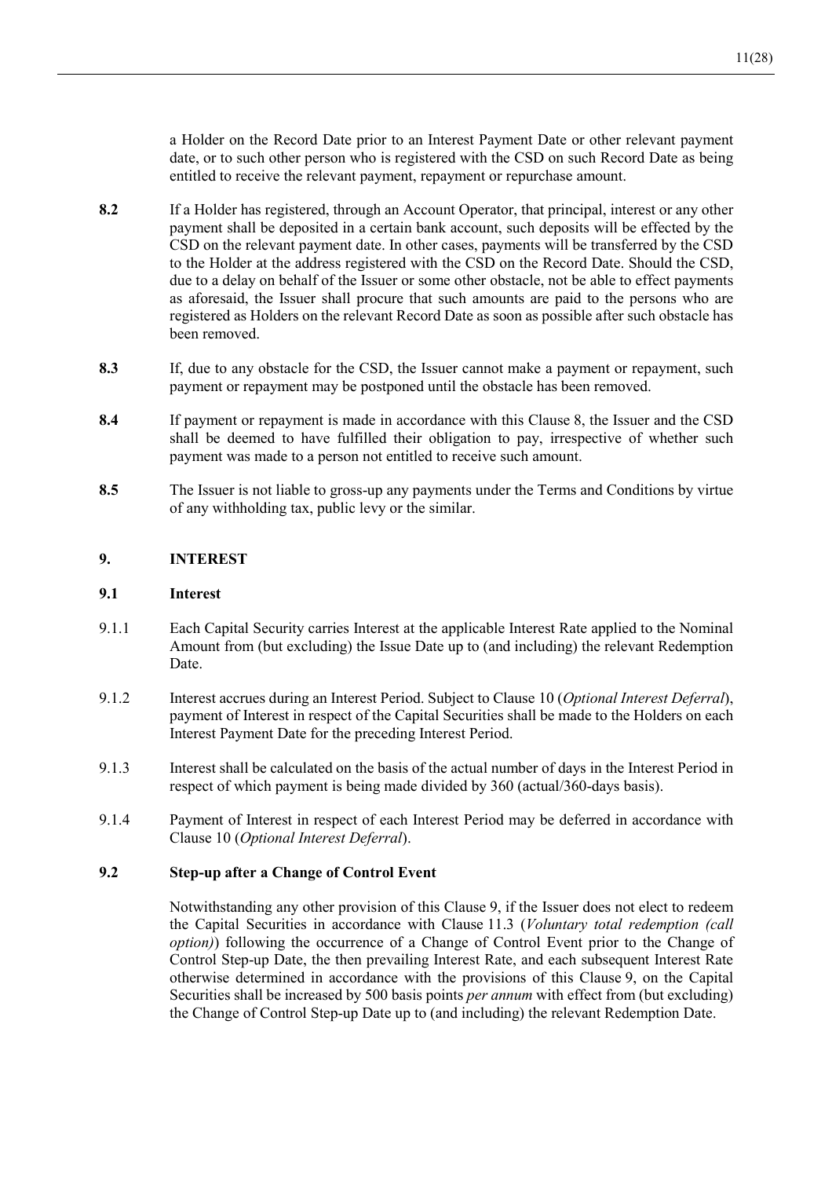a Holder on the Record Date prior to an Interest Payment Date or other relevant payment date, or to such other person who is registered with the CSD on such Record Date as being entitled to receive the relevant payment, repayment or repurchase amount.

**8.2** If a Holder has registered, through an Account Operator, that principal, interest or any other payment shall be deposited in a certain bank account, such deposits will be effected by the CSD on the relevant payment date. In other cases, payments will be transferred by the CSD to the Holder at the address registered with the CSD on the Record Date. Should the CSD, due to a delay on behalf of the Issuer or some other obstacle, not be able to effect payments as aforesaid, the Issuer shall procure that such amounts are paid to the persons who are registered as Holders on the relevant Record Date as soon as possible after such obstacle has been removed.

**8.3** If, due to any obstacle for the CSD, the Issuer cannot make a payment or repayment, such payment or repayment may be postponed until the obstacle has been removed.

**8.4** If payment or repayment is made in accordance with this Clause 8, the Issuer and the CSD shall be deemed to have fulfilled their obligation to pay, irrespective of whether such payment was made to a person not entitled to receive such amount.

**8.5** The Issuer is not liable to gross-up any payments under the Terms and Conditions by virtue of any withholding tax, public levy or the similar.

## 9. INTEREST

### 9.1 Interest

9.1.1 Each Capital Security carries Interest at the applicable Interest Rate applied to the Nominal Amount from (but excluding) the Issue Date up to (and including) the relevant Redemption Date.

9.1.2 Interest accrues during an Interest Period. Subject to Clause 10 (*Optional Interest Deferral*), payment of Interest in respect of the Capital Securities shall be made to the Holders on each Interest Payment Date for the preceding Interest Period.

9.1.3 Interest shall be calculated on the basis of the actual number of days in the Interest Period in respect of which payment is being made divided by 360 (actual/360-days basis).

9.1.4 Payment of Interest in respect of each Interest Period may be deferred in accordance with Clause 10 (*Optional Interest Deferral*).

### 9.2 Step-up after a Change of Control Event

Notwithstanding any other provision of this Clause 9, if the Issuer does not elect to redeem the Capital Securities in accordance with Clause 11.3 (*Voluntary total redemption (call option)*) following the occurrence of a Change of Control Event prior to the Change of Control Step-up Date, the then prevailing Interest Rate, and each subsequent Interest Rate otherwise determined in accordance with the provisions of this Clause 9, on the Capital Securities shall be increased by 500 basis points *per annum* with effect from (but excluding) the Change of Control Step-up Date up to (and including) the relevant Redemption Date.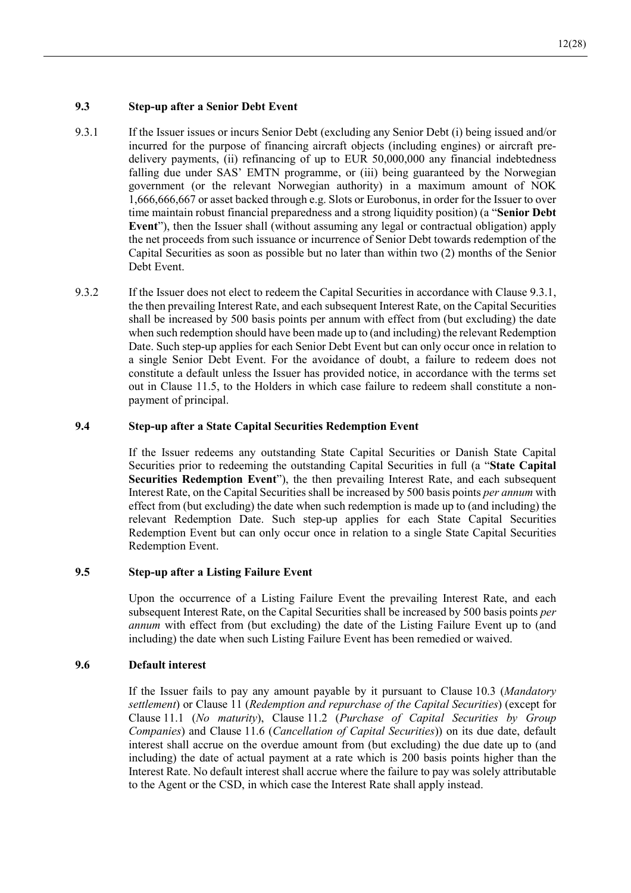### 9.3 Step-up after a Senior Debt Event

9.3.1 If the Issuer issues or incurs Senior Debt (excluding any Senior Debt (i) being issued and/or incurred for the purpose of financing aircraft objects (including engines) or aircraft pre-delivery payments, (ii) refinancing of up to EUR 50,000,000 any financial indebtedness falling due under SAS' EMTN programme, or (iii) being guaranteed by the Norwegian government (or the relevant Norwegian authority) in a maximum amount of NOK 1,666,666,667 or asset backed through e.g. Slots or Eurobonus, in order for the Issuer to over time maintain robust financial preparedness and a strong liquidity position) (a "**Senior Debt Event**"), then the Issuer shall (without assuming any legal or contractual obligation) apply the net proceeds from such issuance or incurrence of Senior Debt towards redemption of the Capital Securities as soon as possible but no later than within two (2) months of the Senior Debt Event.

9.3.2 If the Issuer does not elect to redeem the Capital Securities in accordance with Clause 9.3.1, the then prevailing Interest Rate, and each subsequent Interest Rate, on the Capital Securities shall be increased by 500 basis points per annum with effect from (but excluding) the date when such redemption should have been made up to (and including) the relevant Redemption Date. Such step-up applies for each Senior Debt Event but can only occur once in relation to a single Senior Debt Event. For the avoidance of doubt, a failure to redeem does not constitute a default unless the Issuer has provided notice, in accordance with the terms set out in Clause 11.5, to the Holders in which case failure to redeem shall constitute a non-payment of principal.

### 9.4 Step-up after a State Capital Securities Redemption Event

If the Issuer redeems any outstanding State Capital Securities or Danish State Capital Securities prior to redeeming the outstanding Capital Securities in full (a "**State Capital Securities Redemption Event**"), the then prevailing Interest Rate, and each subsequent Interest Rate, on the Capital Securities shall be increased by 500 basis points *per annum* with effect from (but excluding) the date when such redemption is made up to (and including) the relevant Redemption Date. Such step-up applies for each State Capital Securities Redemption Event but can only occur once in relation to a single State Capital Securities Redemption Event.

### 9.5 Step-up after a Listing Failure Event

Upon the occurrence of a Listing Failure Event the prevailing Interest Rate, and each subsequent Interest Rate, on the Capital Securities shall be increased by 500 basis points *per annum* with effect from (but excluding) the date of the Listing Failure Event up to (and including) the date when such Listing Failure Event has been remedied or waived.

### 9.6 Default interest

If the Issuer fails to pay any amount payable by it pursuant to Clause 10.3 (*Mandatory settlement*) or Clause 11 (*Redemption and repurchase of the Capital Securities*) (except for Clause 11.1 (*No maturity*), Clause 11.2 (*Purchase of Capital Securities by Group Companies*) and Clause 11.6 (*Cancellation of Capital Securities*)) on its due date, default interest shall accrue on the overdue amount from (but excluding) the due date up to (and including) the date of actual payment at a rate which is 200 basis points higher than the Interest Rate. No default interest shall accrue where the failure to pay was solely attributable to the Agent or the CSD, in which case the Interest Rate shall apply instead.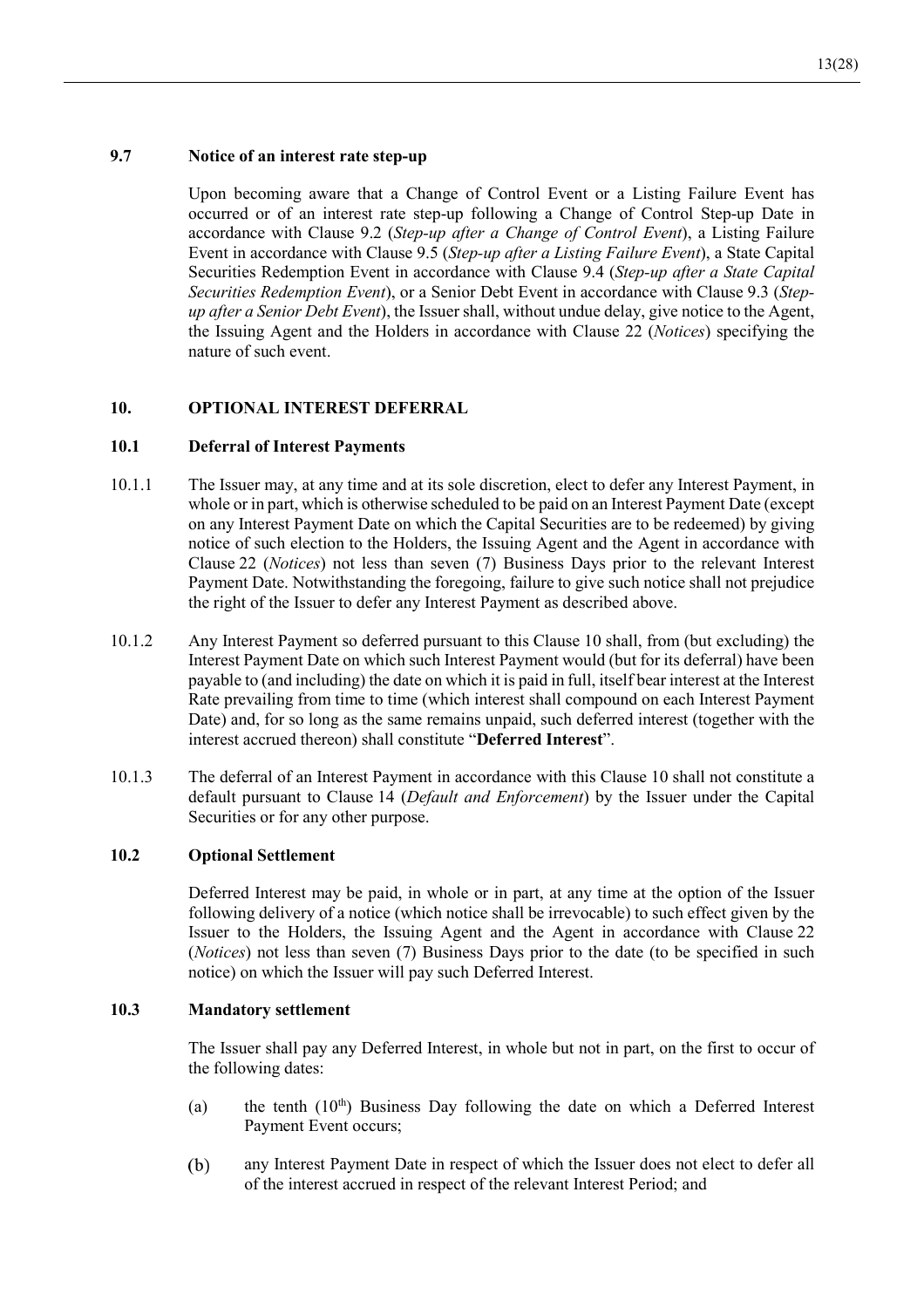### 9.7 Notice of an interest rate step-up

Upon becoming aware that a Change of Control Event or a Listing Failure Event has occurred or of an interest rate step-up following a Change of Control Step-up Date in accordance with Clause 9.2 (*Step-up after a Change of Control Event*), a Listing Failure Event in accordance with Clause 9.5 (*Step-up after a Listing Failure Event*), a State Capital Securities Redemption Event in accordance with Clause 9.4 (*Step-up after a State Capital Securities Redemption Event*), or a Senior Debt Event in accordance with Clause 9.3 (*Step-up after a Senior Debt Event*), the Issuer shall, without undue delay, give notice to the Agent, the Issuing Agent and the Holders in accordance with Clause 22 (*Notices*) specifying the nature of such event.

## 10. OPTIONAL INTEREST DEFERRAL

### 10.1 Deferral of Interest Payments

10.1.1 The Issuer may, at any time and at its sole discretion, elect to defer any Interest Payment, in whole or in part, which is otherwise scheduled to be paid on an Interest Payment Date (except on any Interest Payment Date on which the Capital Securities are to be redeemed) by giving notice of such election to the Holders, the Issuing Agent and the Agent in accordance with Clause 22 (*Notices*) not less than seven (7) Business Days prior to the relevant Interest Payment Date. Notwithstanding the foregoing, failure to give such notice shall not prejudice the right of the Issuer to defer any Interest Payment as described above.

10.1.2 Any Interest Payment so deferred pursuant to this Clause 10 shall, from (but excluding) the Interest Payment Date on which such Interest Payment would (but for its deferral) have been payable to (and including) the date on which it is paid in full, itself bear interest at the Interest Rate prevailing from time to time (which interest shall compound on each Interest Payment Date) and, for so long as the same remains unpaid, such deferred interest (together with the interest accrued thereon) shall constitute "**Deferred Interest**".

10.1.3 The deferral of an Interest Payment in accordance with this Clause 10 shall not constitute a default pursuant to Clause 14 (*Default and Enforcement*) by the Issuer under the Capital Securities or for any other purpose.

### 10.2 Optional Settlement

Deferred Interest may be paid, in whole or in part, at any time at the option of the Issuer following delivery of a notice (which notice shall be irrevocable) to such effect given by the Issuer to the Holders, the Issuing Agent and the Agent in accordance with Clause 22 (*Notices*) not less than seven (7) Business Days prior to the date (to be specified in such notice) on which the Issuer will pay such Deferred Interest.

### 10.3 Mandatory settlement

The Issuer shall pay any Deferred Interest, in whole but not in part, on the first to occur of the following dates:

(a) the tenth (10th) Business Day following the date on which a Deferred Interest Payment Event occurs;

(b) any Interest Payment Date in respect of which the Issuer does not elect to defer all of the interest accrued in respect of the relevant Interest Period; and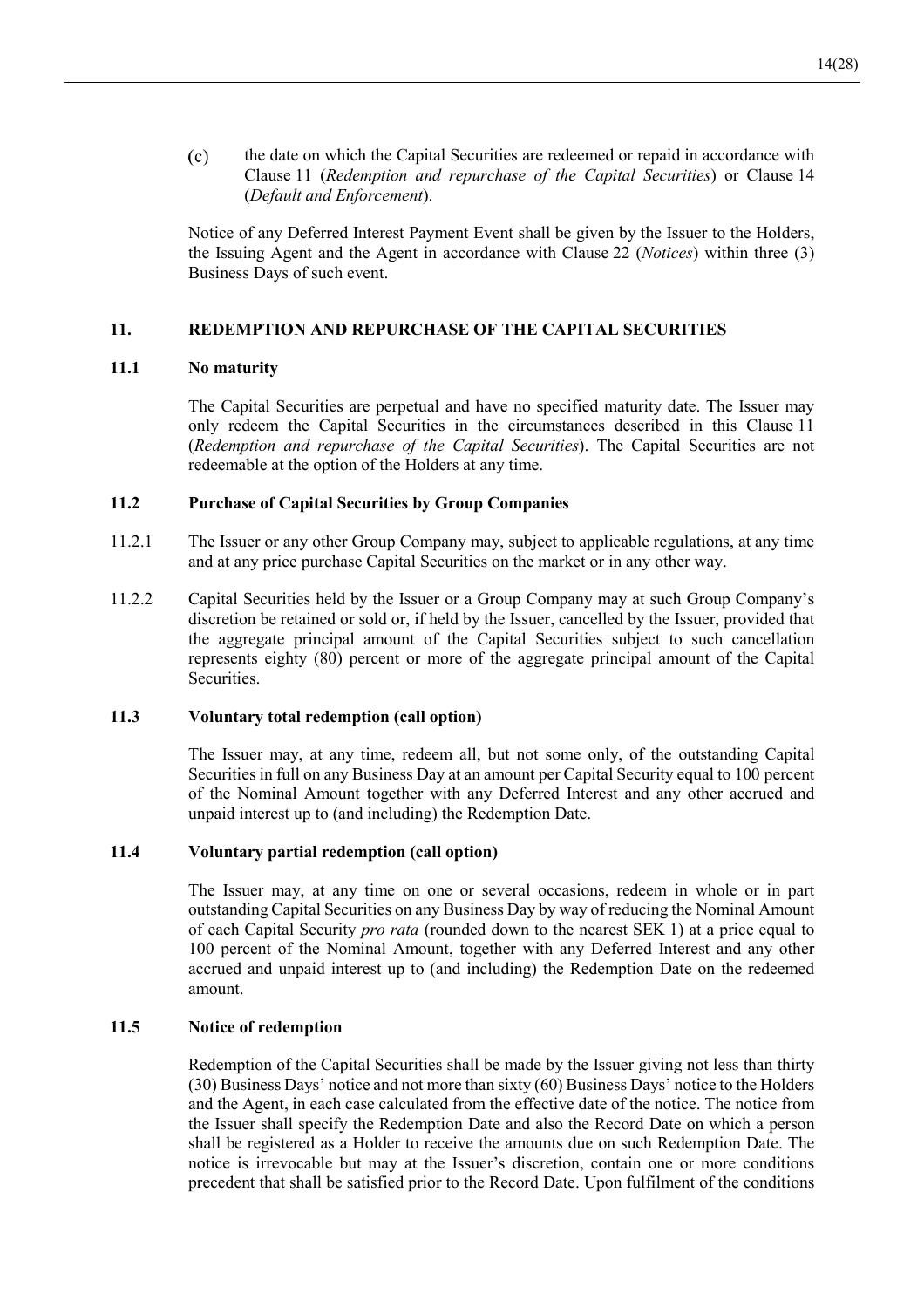(c) the date on which the Capital Securities are redeemed or repaid in accordance with Clause 11 (*Redemption and repurchase of the Capital Securities*) or Clause 14 (*Default and Enforcement*).

Notice of any Deferred Interest Payment Event shall be given by the Issuer to the Holders, the Issuing Agent and the Agent in accordance with Clause 22 (*Notices*) within three (3) Business Days of such event.

## 11. REDEMPTION AND REPURCHASE OF THE CAPITAL SECURITIES

### 11.1 No maturity

The Capital Securities are perpetual and have no specified maturity date. The Issuer may only redeem the Capital Securities in the circumstances described in this Clause 11 (*Redemption and repurchase of the Capital Securities*). The Capital Securities are not redeemable at the option of the Holders at any time.

### 11.2 Purchase of Capital Securities by Group Companies

11.2.1 The Issuer or any other Group Company may, subject to applicable regulations, at any time and at any price purchase Capital Securities on the market or in any other way.

11.2.2 Capital Securities held by the Issuer or a Group Company may at such Group Company's discretion be retained or sold or, if held by the Issuer, cancelled by the Issuer, provided that the aggregate principal amount of the Capital Securities subject to such cancellation represents eighty (80) percent or more of the aggregate principal amount of the Capital Securities.

### 11.3 Voluntary total redemption (call option)

The Issuer may, at any time, redeem all, but not some only, of the outstanding Capital Securities in full on any Business Day at an amount per Capital Security equal to 100 percent of the Nominal Amount together with any Deferred Interest and any other accrued and unpaid interest up to (and including) the Redemption Date.

### 11.4 Voluntary partial redemption (call option)

The Issuer may, at any time on one or several occasions, redeem in whole or in part outstanding Capital Securities on any Business Day by way of reducing the Nominal Amount of each Capital Security *pro rata* (rounded down to the nearest SEK 1) at a price equal to 100 percent of the Nominal Amount, together with any Deferred Interest and any other accrued and unpaid interest up to (and including) the Redemption Date on the redeemed amount.

### 11.5 Notice of redemption

Redemption of the Capital Securities shall be made by the Issuer giving not less than thirty (30) Business Days' notice and not more than sixty (60) Business Days' notice to the Holders and the Agent, in each case calculated from the effective date of the notice. The notice from the Issuer shall specify the Redemption Date and also the Record Date on which a person shall be registered as a Holder to receive the amounts due on such Redemption Date. The notice is irrevocable but may at the Issuer's discretion, contain one or more conditions precedent that shall be satisfied prior to the Record Date. Upon fulfilment of the conditions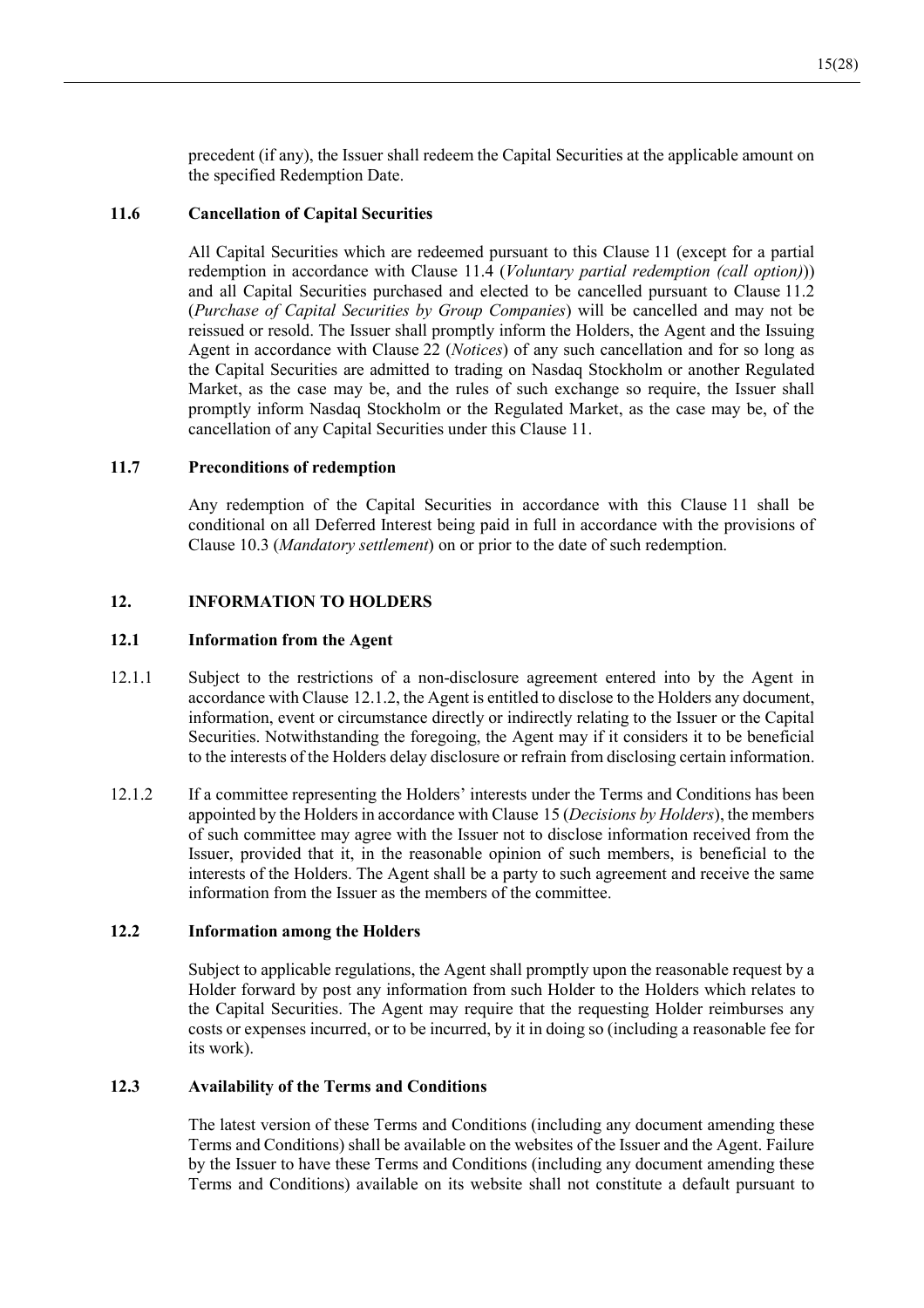precedent (if any), the Issuer shall redeem the Capital Securities at the applicable amount on the specified Redemption Date.

### 11.6 Cancellation of Capital Securities

All Capital Securities which are redeemed pursuant to this Clause 11 (except for a partial redemption in accordance with Clause 11.4 (*Voluntary partial redemption (call option)*)) and all Capital Securities purchased and elected to be cancelled pursuant to Clause 11.2 (*Purchase of Capital Securities by Group Companies*) will be cancelled and may not be reissued or resold. The Issuer shall promptly inform the Holders, the Agent and the Issuing Agent in accordance with Clause 22 (*Notices*) of any such cancellation and for so long as the Capital Securities are admitted to trading on Nasdaq Stockholm or another Regulated Market, as the case may be, and the rules of such exchange so require, the Issuer shall promptly inform Nasdaq Stockholm or the Regulated Market, as the case may be, of the cancellation of any Capital Securities under this Clause 11.

### 11.7 Preconditions of redemption

Any redemption of the Capital Securities in accordance with this Clause 11 shall be conditional on all Deferred Interest being paid in full in accordance with the provisions of Clause 10.3 (*Mandatory settlement*) on or prior to the date of such redemption.

## 12. INFORMATION TO HOLDERS

### 12.1 Information from the Agent

12.1.1 Subject to the restrictions of a non-disclosure agreement entered into by the Agent in accordance with Clause 12.1.2, the Agent is entitled to disclose to the Holders any document, information, event or circumstance directly or indirectly relating to the Issuer or the Capital Securities. Notwithstanding the foregoing, the Agent may if it considers it to be beneficial to the interests of the Holders delay disclosure or refrain from disclosing certain information.

12.1.2 If a committee representing the Holders' interests under the Terms and Conditions has been appointed by the Holders in accordance with Clause 15 (*Decisions by Holders*), the members of such committee may agree with the Issuer not to disclose information received from the Issuer, provided that it, in the reasonable opinion of such members, is beneficial to the interests of the Holders. The Agent shall be a party to such agreement and receive the same information from the Issuer as the members of the committee.

### 12.2 Information among the Holders

Subject to applicable regulations, the Agent shall promptly upon the reasonable request by a Holder forward by post any information from such Holder to the Holders which relates to the Capital Securities. The Agent may require that the requesting Holder reimburses any costs or expenses incurred, or to be incurred, by it in doing so (including a reasonable fee for its work).

### 12.3 Availability of the Terms and Conditions

The latest version of these Terms and Conditions (including any document amending these Terms and Conditions) shall be available on the websites of the Issuer and the Agent. Failure by the Issuer to have these Terms and Conditions (including any document amending these Terms and Conditions) available on its website shall not constitute a default pursuant to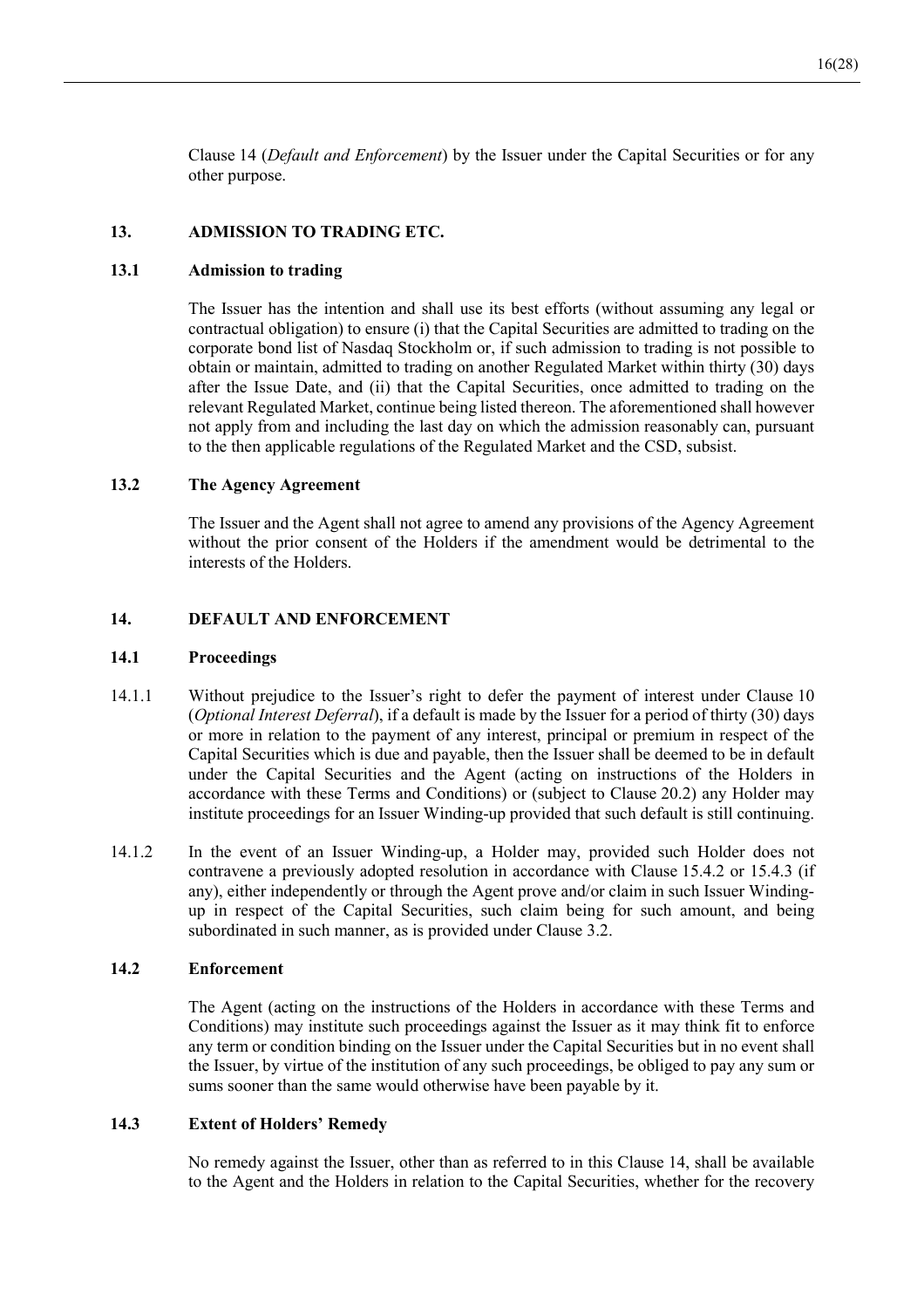Clause 14 (*Default and Enforcement*) by the Issuer under the Capital Securities or for any other purpose.

## 13. ADMISSION TO TRADING ETC.

### 13.1 Admission to trading

The Issuer has the intention and shall use its best efforts (without assuming any legal or contractual obligation) to ensure (i) that the Capital Securities are admitted to trading on the corporate bond list of Nasdaq Stockholm or, if such admission to trading is not possible to obtain or maintain, admitted to trading on another Regulated Market within thirty (30) days after the Issue Date, and (ii) that the Capital Securities, once admitted to trading on the relevant Regulated Market, continue being listed thereon. The aforementioned shall however not apply from and including the last day on which the admission reasonably can, pursuant to the then applicable regulations of the Regulated Market and the CSD, subsist.

### 13.2 The Agency Agreement

The Issuer and the Agent shall not agree to amend any provisions of the Agency Agreement without the prior consent of the Holders if the amendment would be detrimental to the interests of the Holders.

## 14. DEFAULT AND ENFORCEMENT

### 14.1 Proceedings

14.1.1 Without prejudice to the Issuer's right to defer the payment of interest under Clause 10 (*Optional Interest Deferral*), if a default is made by the Issuer for a period of thirty (30) days or more in relation to the payment of any interest, principal or premium in respect of the Capital Securities which is due and payable, then the Issuer shall be deemed to be in default under the Capital Securities and the Agent (acting on instructions of the Holders in accordance with these Terms and Conditions) or (subject to Clause 20.2) any Holder may institute proceedings for an Issuer Winding-up provided that such default is still continuing.

14.1.2 In the event of an Issuer Winding-up, a Holder may, provided such Holder does not contravene a previously adopted resolution in accordance with Clause 15.4.2 or 15.4.3 (if any), either independently or through the Agent prove and/or claim in such Issuer Winding-up in respect of the Capital Securities, such claim being for such amount, and being subordinated in such manner, as is provided under Clause 3.2.

### 14.2 Enforcement

The Agent (acting on the instructions of the Holders in accordance with these Terms and Conditions) may institute such proceedings against the Issuer as it may think fit to enforce any term or condition binding on the Issuer under the Capital Securities but in no event shall the Issuer, by virtue of the institution of any such proceedings, be obliged to pay any sum or sums sooner than the same would otherwise have been payable by it.

### 14.3 Extent of Holders' Remedy

No remedy against the Issuer, other than as referred to in this Clause 14, shall be available to the Agent and the Holders in relation to the Capital Securities, whether for the recovery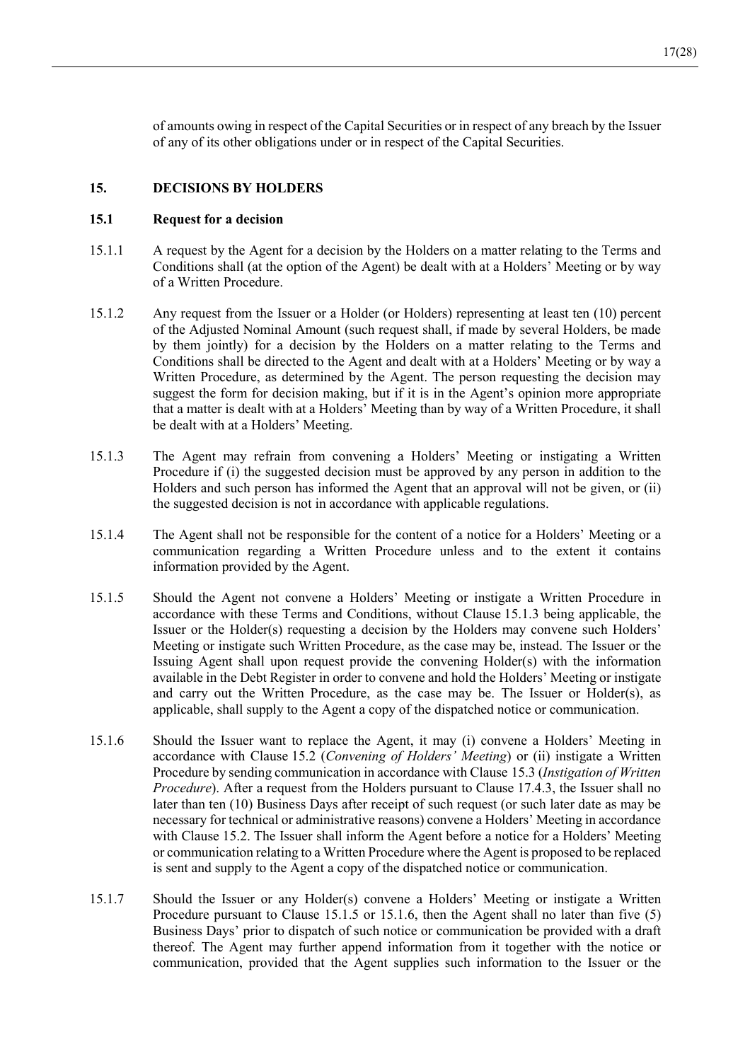of amounts owing in respect of the Capital Securities or in respect of any breach by the Issuer of any of its other obligations under or in respect of the Capital Securities.

## 15. DECISIONS BY HOLDERS

### 15.1 Request for a decision

15.1.1 A request by the Agent for a decision by the Holders on a matter relating to the Terms and Conditions shall (at the option of the Agent) be dealt with at a Holders' Meeting or by way of a Written Procedure.

15.1.2 Any request from the Issuer or a Holder (or Holders) representing at least ten (10) percent of the Adjusted Nominal Amount (such request shall, if made by several Holders, be made by them jointly) for a decision by the Holders on a matter relating to the Terms and Conditions shall be directed to the Agent and dealt with at a Holders' Meeting or by way a Written Procedure, as determined by the Agent. The person requesting the decision may suggest the form for decision making, but if it is in the Agent's opinion more appropriate that a matter is dealt with at a Holders' Meeting than by way of a Written Procedure, it shall be dealt with at a Holders' Meeting.

15.1.3 The Agent may refrain from convening a Holders' Meeting or instigating a Written Procedure if (i) the suggested decision must be approved by any person in addition to the Holders and such person has informed the Agent that an approval will not be given, or (ii) the suggested decision is not in accordance with applicable regulations.

15.1.4 The Agent shall not be responsible for the content of a notice for a Holders' Meeting or a communication regarding a Written Procedure unless and to the extent it contains information provided by the Agent.

15.1.5 Should the Agent not convene a Holders' Meeting or instigate a Written Procedure in accordance with these Terms and Conditions, without Clause 15.1.3 being applicable, the Issuer or the Holder(s) requesting a decision by the Holders may convene such Holders' Meeting or instigate such Written Procedure, as the case may be, instead. The Issuer or the Issuing Agent shall upon request provide the convening Holder(s) with the information available in the Debt Register in order to convene and hold the Holders' Meeting or instigate and carry out the Written Procedure, as the case may be. The Issuer or Holder(s), as applicable, shall supply to the Agent a copy of the dispatched notice or communication.

15.1.6 Should the Issuer want to replace the Agent, it may (i) convene a Holders' Meeting in accordance with Clause 15.2 (*Convening of Holders' Meeting*) or (ii) instigate a Written Procedure by sending communication in accordance with Clause 15.3 (*Instigation of Written Procedure*). After a request from the Holders pursuant to Clause 17.4.3, the Issuer shall no later than ten (10) Business Days after receipt of such request (or such later date as may be necessary for technical or administrative reasons) convene a Holders' Meeting in accordance with Clause 15.2. The Issuer shall inform the Agent before a notice for a Holders' Meeting or communication relating to a Written Procedure where the Agent is proposed to be replaced is sent and supply to the Agent a copy of the dispatched notice or communication.

15.1.7 Should the Issuer or any Holder(s) convene a Holders' Meeting or instigate a Written Procedure pursuant to Clause 15.1.5 or 15.1.6, then the Agent shall no later than five (5) Business Days' prior to dispatch of such notice or communication be provided with a draft thereof. The Agent may further append information from it together with the notice or communication, provided that the Agent supplies such information to the Issuer or the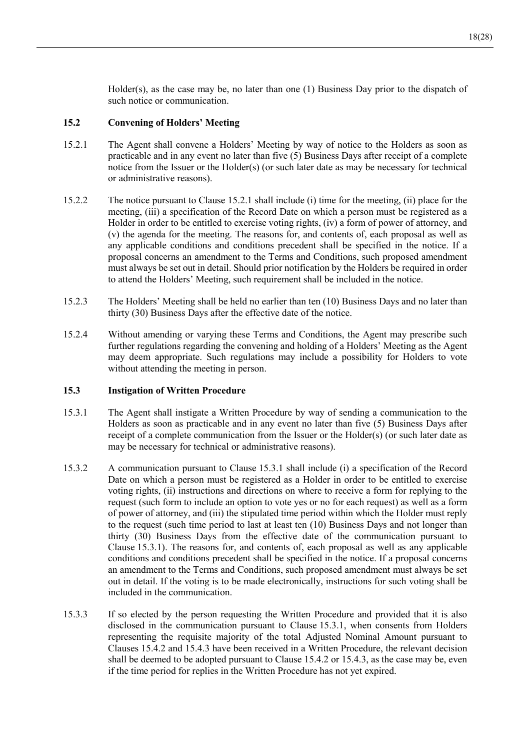Holder(s), as the case may be, no later than one (1) Business Day prior to the dispatch of such notice or communication.

### 15.2 Convening of Holders' Meeting

15.2.1 The Agent shall convene a Holders' Meeting by way of notice to the Holders as soon as practicable and in any event no later than five (5) Business Days after receipt of a complete notice from the Issuer or the Holder(s) (or such later date as may be necessary for technical or administrative reasons).

15.2.2 The notice pursuant to Clause 15.2.1 shall include (i) time for the meeting, (ii) place for the meeting, (iii) a specification of the Record Date on which a person must be registered as a Holder in order to be entitled to exercise voting rights, (iv) a form of power of attorney, and (v) the agenda for the meeting. The reasons for, and contents of, each proposal as well as any applicable conditions and conditions precedent shall be specified in the notice. If a proposal concerns an amendment to the Terms and Conditions, such proposed amendment must always be set out in detail. Should prior notification by the Holders be required in order to attend the Holders' Meeting, such requirement shall be included in the notice.

15.2.3 The Holders' Meeting shall be held no earlier than ten (10) Business Days and no later than thirty (30) Business Days after the effective date of the notice.

15.2.4 Without amending or varying these Terms and Conditions, the Agent may prescribe such further regulations regarding the convening and holding of a Holders' Meeting as the Agent may deem appropriate. Such regulations may include a possibility for Holders to vote without attending the meeting in person.

### 15.3 Instigation of Written Procedure

15.3.1 The Agent shall instigate a Written Procedure by way of sending a communication to the Holders as soon as practicable and in any event no later than five (5) Business Days after receipt of a complete communication from the Issuer or the Holder(s) (or such later date as may be necessary for technical or administrative reasons).

15.3.2 A communication pursuant to Clause 15.3.1 shall include (i) a specification of the Record Date on which a person must be registered as a Holder in order to be entitled to exercise voting rights, (ii) instructions and directions on where to receive a form for replying to the request (such form to include an option to vote yes or no for each request) as well as a form of power of attorney, and (iii) the stipulated time period within which the Holder must reply to the request (such time period to last at least ten (10) Business Days and not longer than thirty (30) Business Days from the effective date of the communication pursuant to Clause 15.3.1). The reasons for, and contents of, each proposal as well as any applicable conditions and conditions precedent shall be specified in the notice. If a proposal concerns an amendment to the Terms and Conditions, such proposed amendment must always be set out in detail. If the voting is to be made electronically, instructions for such voting shall be included in the communication.

15.3.3 If so elected by the person requesting the Written Procedure and provided that it is also disclosed in the communication pursuant to Clause 15.3.1, when consents from Holders representing the requisite majority of the total Adjusted Nominal Amount pursuant to Clauses 15.4.2 and 15.4.3 have been received in a Written Procedure, the relevant decision shall be deemed to be adopted pursuant to Clause 15.4.2 or 15.4.3, as the case may be, even if the time period for replies in the Written Procedure has not yet expired.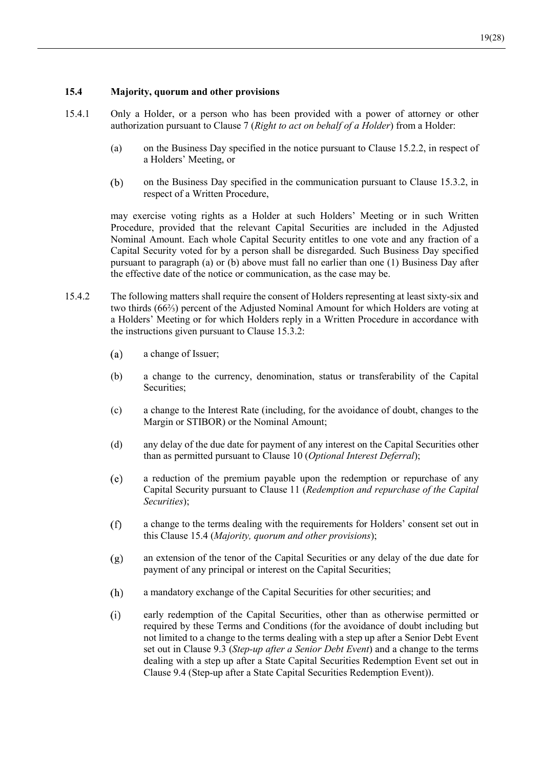### 15.4 Majority, quorum and other provisions

15.4.1 Only a Holder, or a person who has been provided with a power of attorney or other authorization pursuant to Clause 7 (*Right to act on behalf of a Holder*) from a Holder:

(a) on the Business Day specified in the notice pursuant to Clause 15.2.2, in respect of a Holders' Meeting, or

(b) on the Business Day specified in the communication pursuant to Clause 15.3.2, in respect of a Written Procedure,

may exercise voting rights as a Holder at such Holders' Meeting or in such Written Procedure, provided that the relevant Capital Securities are included in the Adjusted Nominal Amount. Each whole Capital Security entitles to one vote and any fraction of a Capital Security voted for by a person shall be disregarded. Such Business Day specified pursuant to paragraph (a) or (b) above must fall no earlier than one (1) Business Day after the effective date of the notice or communication, as the case may be.

15.4.2 The following matters shall require the consent of Holders representing at least sixty-six and two thirds (66⅔) percent of the Adjusted Nominal Amount for which Holders are voting at a Holders' Meeting or for which Holders reply in a Written Procedure in accordance with the instructions given pursuant to Clause 15.3.2:

(a) a change of Issuer;

(b) a change to the currency, denomination, status or transferability of the Capital Securities;

(c) a change to the Interest Rate (including, for the avoidance of doubt, changes to the Margin or STIBOR) or the Nominal Amount;

(d) any delay of the due date for payment of any interest on the Capital Securities other than as permitted pursuant to Clause 10 (*Optional Interest Deferral*);

(e) a reduction of the premium payable upon the redemption or repurchase of any Capital Security pursuant to Clause 11 (*Redemption and repurchase of the Capital Securities*);

(f) a change to the terms dealing with the requirements for Holders' consent set out in this Clause 15.4 (*Majority, quorum and other provisions*);

(g) an extension of the tenor of the Capital Securities or any delay of the due date for payment of any principal or interest on the Capital Securities;

(h) a mandatory exchange of the Capital Securities for other securities; and

(i) early redemption of the Capital Securities, other than as otherwise permitted or required by these Terms and Conditions (for the avoidance of doubt including but not limited to a change to the terms dealing with a step up after a Senior Debt Event set out in Clause 9.3 (*Step-up after a Senior Debt Event*) and a change to the terms dealing with a step up after a State Capital Securities Redemption Event set out in Clause 9.4 (Step-up after a State Capital Securities Redemption Event)).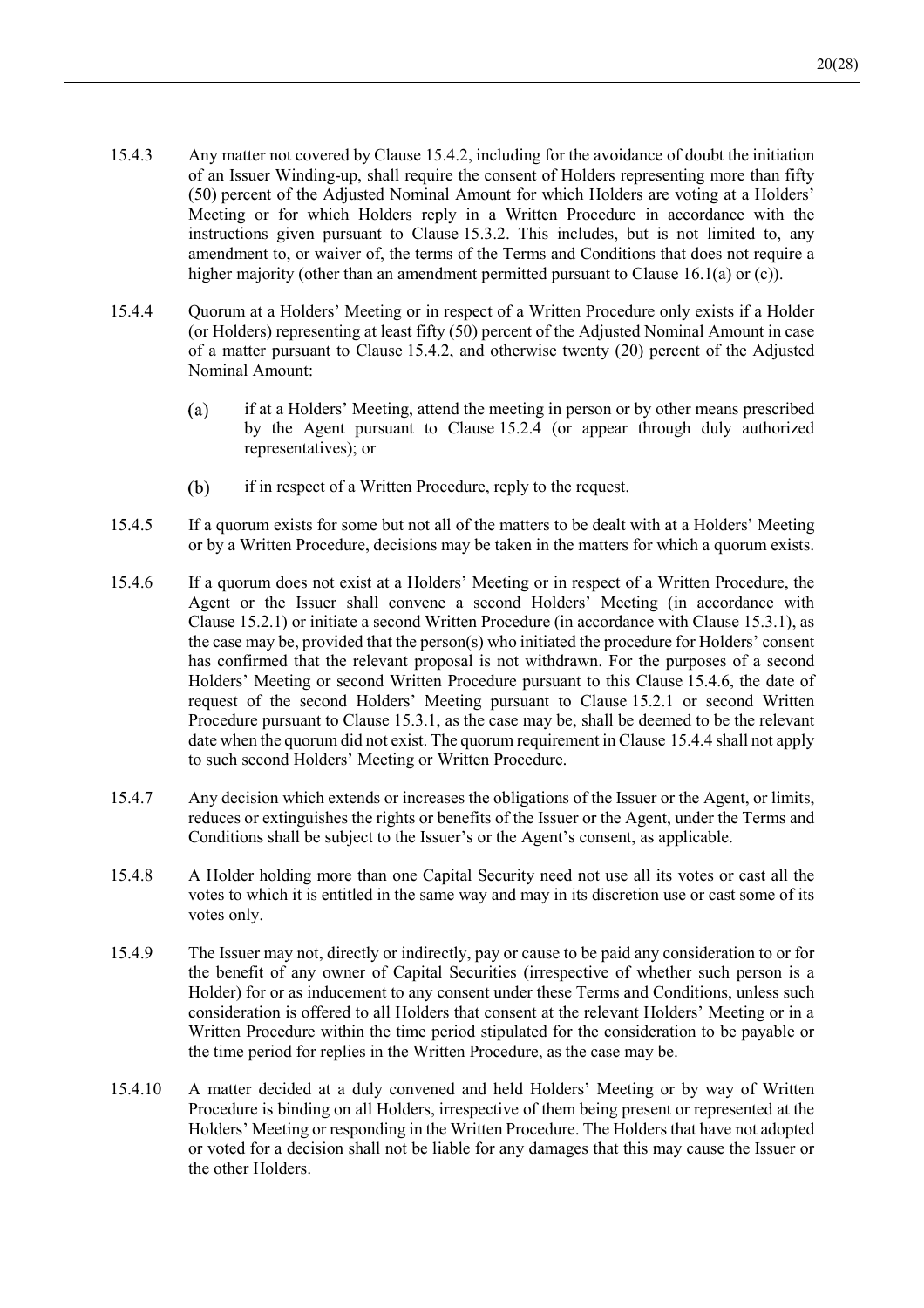15.4.3 Any matter not covered by Clause 15.4.2, including for the avoidance of doubt the initiation of an Issuer Winding-up, shall require the consent of Holders representing more than fifty (50) percent of the Adjusted Nominal Amount for which Holders are voting at a Holders' Meeting or for which Holders reply in a Written Procedure in accordance with the instructions given pursuant to Clause 15.3.2. This includes, but is not limited to, any amendment to, or waiver of, the terms of the Terms and Conditions that does not require a higher majority (other than an amendment permitted pursuant to Clause 16.1(a) or (c)).

15.4.4 Quorum at a Holders' Meeting or in respect of a Written Procedure only exists if a Holder (or Holders) representing at least fifty (50) percent of the Adjusted Nominal Amount in case of a matter pursuant to Clause 15.4.2, and otherwise twenty (20) percent of the Adjusted Nominal Amount:

(a) if at a Holders' Meeting, attend the meeting in person or by other means prescribed by the Agent pursuant to Clause 15.2.4 (or appear through duly authorized representatives); or

(b) if in respect of a Written Procedure, reply to the request.

15.4.5 If a quorum exists for some but not all of the matters to be dealt with at a Holders' Meeting or by a Written Procedure, decisions may be taken in the matters for which a quorum exists.

15.4.6 If a quorum does not exist at a Holders' Meeting or in respect of a Written Procedure, the Agent or the Issuer shall convene a second Holders' Meeting (in accordance with Clause 15.2.1) or initiate a second Written Procedure (in accordance with Clause 15.3.1), as the case may be, provided that the person(s) who initiated the procedure for Holders' consent has confirmed that the relevant proposal is not withdrawn. For the purposes of a second Holders' Meeting or second Written Procedure pursuant to this Clause 15.4.6, the date of request of the second Holders' Meeting pursuant to Clause 15.2.1 or second Written Procedure pursuant to Clause 15.3.1, as the case may be, shall be deemed to be the relevant date when the quorum did not exist. The quorum requirement in Clause 15.4.4 shall not apply to such second Holders' Meeting or Written Procedure.

15.4.7 Any decision which extends or increases the obligations of the Issuer or the Agent, or limits, reduces or extinguishes the rights or benefits of the Issuer or the Agent, under the Terms and Conditions shall be subject to the Issuer's or the Agent's consent, as applicable.

15.4.8 A Holder holding more than one Capital Security need not use all its votes or cast all the votes to which it is entitled in the same way and may in its discretion use or cast some of its votes only.

15.4.9 The Issuer may not, directly or indirectly, pay or cause to be paid any consideration to or for the benefit of any owner of Capital Securities (irrespective of whether such person is a Holder) for or as inducement to any consent under these Terms and Conditions, unless such consideration is offered to all Holders that consent at the relevant Holders' Meeting or in a Written Procedure within the time period stipulated for the consideration to be payable or the time period for replies in the Written Procedure, as the case may be.

15.4.10 A matter decided at a duly convened and held Holders' Meeting or by way of Written Procedure is binding on all Holders, irrespective of them being present or represented at the Holders' Meeting or responding in the Written Procedure. The Holders that have not adopted or voted for a decision shall not be liable for any damages that this may cause the Issuer or the other Holders.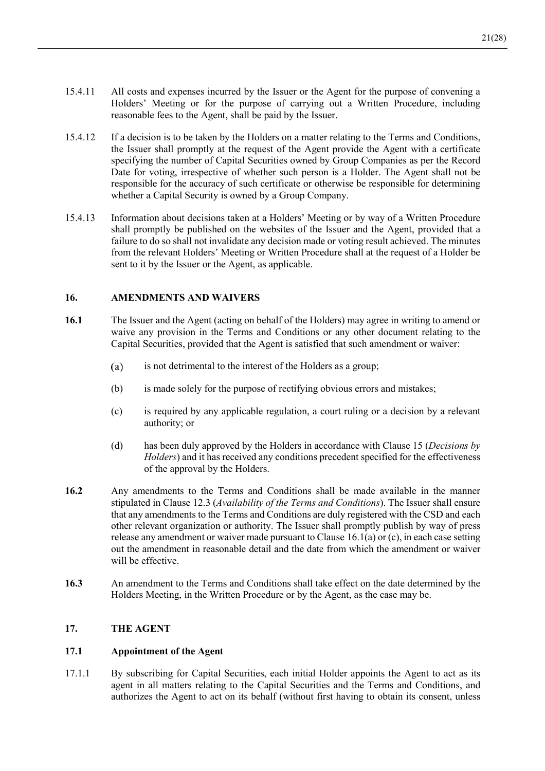15.4.11 All costs and expenses incurred by the Issuer or the Agent for the purpose of convening a Holders' Meeting or for the purpose of carrying out a Written Procedure, including reasonable fees to the Agent, shall be paid by the Issuer.

15.4.12 If a decision is to be taken by the Holders on a matter relating to the Terms and Conditions, the Issuer shall promptly at the request of the Agent provide the Agent with a certificate specifying the number of Capital Securities owned by Group Companies as per the Record Date for voting, irrespective of whether such person is a Holder. The Agent shall not be responsible for the accuracy of such certificate or otherwise be responsible for determining whether a Capital Security is owned by a Group Company.

15.4.13 Information about decisions taken at a Holders' Meeting or by way of a Written Procedure shall promptly be published on the websites of the Issuer and the Agent, provided that a failure to do so shall not invalidate any decision made or voting result achieved. The minutes from the relevant Holders' Meeting or Written Procedure shall at the request of a Holder be sent to it by the Issuer or the Agent, as applicable.

## 16. AMENDMENTS AND WAIVERS

**16.1** The Issuer and the Agent (acting on behalf of the Holders) may agree in writing to amend or waive any provision in the Terms and Conditions or any other document relating to the Capital Securities, provided that the Agent is satisfied that such amendment or waiver:

(a) is not detrimental to the interest of the Holders as a group;

(b) is made solely for the purpose of rectifying obvious errors and mistakes;

(c) is required by any applicable regulation, a court ruling or a decision by a relevant authority; or

(d) has been duly approved by the Holders in accordance with Clause 15 (*Decisions by Holders*) and it has received any conditions precedent specified for the effectiveness of the approval by the Holders.

**16.2** Any amendments to the Terms and Conditions shall be made available in the manner stipulated in Clause 12.3 (*Availability of the Terms and Conditions*). The Issuer shall ensure that any amendments to the Terms and Conditions are duly registered with the CSD and each other relevant organization or authority. The Issuer shall promptly publish by way of press release any amendment or waiver made pursuant to Clause 16.1(a) or (c), in each case setting out the amendment in reasonable detail and the date from which the amendment or waiver will be effective.

**16.3** An amendment to the Terms and Conditions shall take effect on the date determined by the Holders Meeting, in the Written Procedure or by the Agent, as the case may be.

## 17. THE AGENT

### 17.1 Appointment of the Agent

17.1.1 By subscribing for Capital Securities, each initial Holder appoints the Agent to act as its agent in all matters relating to the Capital Securities and the Terms and Conditions, and authorizes the Agent to act on its behalf (without first having to obtain its consent, unless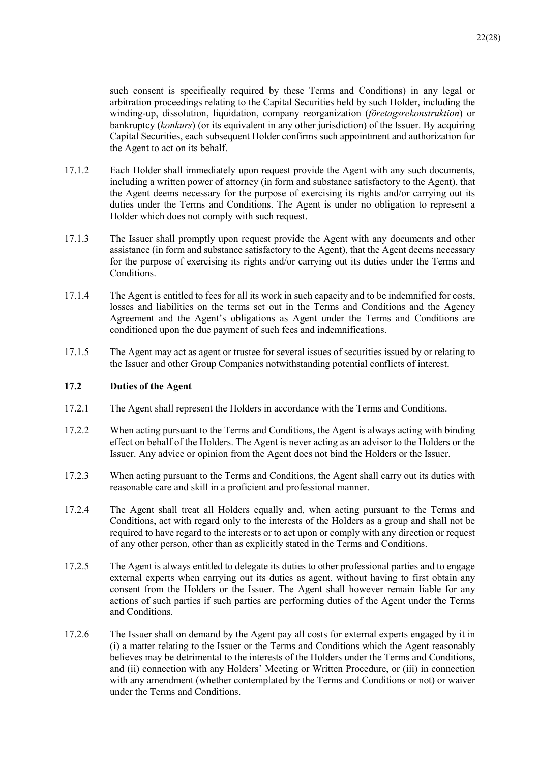such consent is specifically required by these Terms and Conditions) in any legal or arbitration proceedings relating to the Capital Securities held by such Holder, including the winding-up, dissolution, liquidation, company reorganization (*företagsrekonstruktion*) or bankruptcy (*konkurs*) (or its equivalent in any other jurisdiction) of the Issuer. By acquiring Capital Securities, each subsequent Holder confirms such appointment and authorization for the Agent to act on its behalf.

17.1.2 Each Holder shall immediately upon request provide the Agent with any such documents, including a written power of attorney (in form and substance satisfactory to the Agent), that the Agent deems necessary for the purpose of exercising its rights and/or carrying out its duties under the Terms and Conditions. The Agent is under no obligation to represent a Holder which does not comply with such request.

17.1.3 The Issuer shall promptly upon request provide the Agent with any documents and other assistance (in form and substance satisfactory to the Agent), that the Agent deems necessary for the purpose of exercising its rights and/or carrying out its duties under the Terms and Conditions.

17.1.4 The Agent is entitled to fees for all its work in such capacity and to be indemnified for costs, losses and liabilities on the terms set out in the Terms and Conditions and the Agency Agreement and the Agent's obligations as Agent under the Terms and Conditions are conditioned upon the due payment of such fees and indemnifications.

17.1.5 The Agent may act as agent or trustee for several issues of securities issued by or relating to the Issuer and other Group Companies notwithstanding potential conflicts of interest.

### 17.2 Duties of the Agent

17.2.1 The Agent shall represent the Holders in accordance with the Terms and Conditions.

17.2.2 When acting pursuant to the Terms and Conditions, the Agent is always acting with binding effect on behalf of the Holders. The Agent is never acting as an advisor to the Holders or the Issuer. Any advice or opinion from the Agent does not bind the Holders or the Issuer.

17.2.3 When acting pursuant to the Terms and Conditions, the Agent shall carry out its duties with reasonable care and skill in a proficient and professional manner.

17.2.4 The Agent shall treat all Holders equally and, when acting pursuant to the Terms and Conditions, act with regard only to the interests of the Holders as a group and shall not be required to have regard to the interests or to act upon or comply with any direction or request of any other person, other than as explicitly stated in the Terms and Conditions.

17.2.5 The Agent is always entitled to delegate its duties to other professional parties and to engage external experts when carrying out its duties as agent, without having to first obtain any consent from the Holders or the Issuer. The Agent shall however remain liable for any actions of such parties if such parties are performing duties of the Agent under the Terms and Conditions.

17.2.6 The Issuer shall on demand by the Agent pay all costs for external experts engaged by it in (i) a matter relating to the Issuer or the Terms and Conditions which the Agent reasonably believes may be detrimental to the interests of the Holders under the Terms and Conditions, and (ii) connection with any Holders' Meeting or Written Procedure, or (iii) in connection with any amendment (whether contemplated by the Terms and Conditions or not) or waiver under the Terms and Conditions.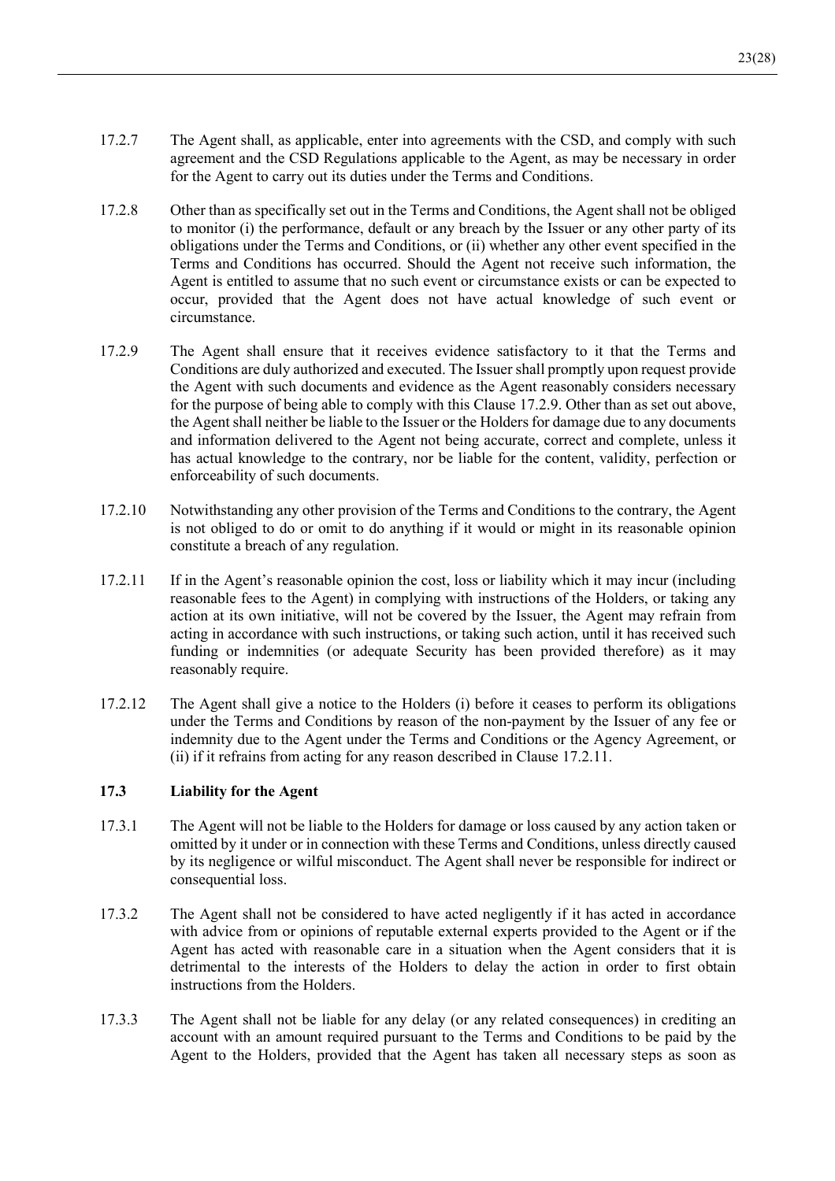17.2.7 The Agent shall, as applicable, enter into agreements with the CSD, and comply with such agreement and the CSD Regulations applicable to the Agent, as may be necessary in order for the Agent to carry out its duties under the Terms and Conditions.

17.2.8 Other than as specifically set out in the Terms and Conditions, the Agent shall not be obliged to monitor (i) the performance, default or any breach by the Issuer or any other party of its obligations under the Terms and Conditions, or (ii) whether any other event specified in the Terms and Conditions has occurred. Should the Agent not receive such information, the Agent is entitled to assume that no such event or circumstance exists or can be expected to occur, provided that the Agent does not have actual knowledge of such event or circumstance.

17.2.9 The Agent shall ensure that it receives evidence satisfactory to it that the Terms and Conditions are duly authorized and executed. The Issuer shall promptly upon request provide the Agent with such documents and evidence as the Agent reasonably considers necessary for the purpose of being able to comply with this Clause 17.2.9. Other than as set out above, the Agent shall neither be liable to the Issuer or the Holders for damage due to any documents and information delivered to the Agent not being accurate, correct and complete, unless it has actual knowledge to the contrary, nor be liable for the content, validity, perfection or enforceability of such documents.

17.2.10 Notwithstanding any other provision of the Terms and Conditions to the contrary, the Agent is not obliged to do or omit to do anything if it would or might in its reasonable opinion constitute a breach of any regulation.

17.2.11 If in the Agent's reasonable opinion the cost, loss or liability which it may incur (including reasonable fees to the Agent) in complying with instructions of the Holders, or taking any action at its own initiative, will not be covered by the Issuer, the Agent may refrain from acting in accordance with such instructions, or taking such action, until it has received such funding or indemnities (or adequate Security has been provided therefore) as it may reasonably require.

17.2.12 The Agent shall give a notice to the Holders (i) before it ceases to perform its obligations under the Terms and Conditions by reason of the non-payment by the Issuer of any fee or indemnity due to the Agent under the Terms and Conditions or the Agency Agreement, or (ii) if it refrains from acting for any reason described in Clause 17.2.11.

### 17.3 Liability for the Agent

17.3.1 The Agent will not be liable to the Holders for damage or loss caused by any action taken or omitted by it under or in connection with these Terms and Conditions, unless directly caused by its negligence or wilful misconduct. The Agent shall never be responsible for indirect or consequential loss.

17.3.2 The Agent shall not be considered to have acted negligently if it has acted in accordance with advice from or opinions of reputable external experts provided to the Agent or if the Agent has acted with reasonable care in a situation when the Agent considers that it is detrimental to the interests of the Holders to delay the action in order to first obtain instructions from the Holders.

17.3.3 The Agent shall not be liable for any delay (or any related consequences) in crediting an account with an amount required pursuant to the Terms and Conditions to be paid by the Agent to the Holders, provided that the Agent has taken all necessary steps as soon as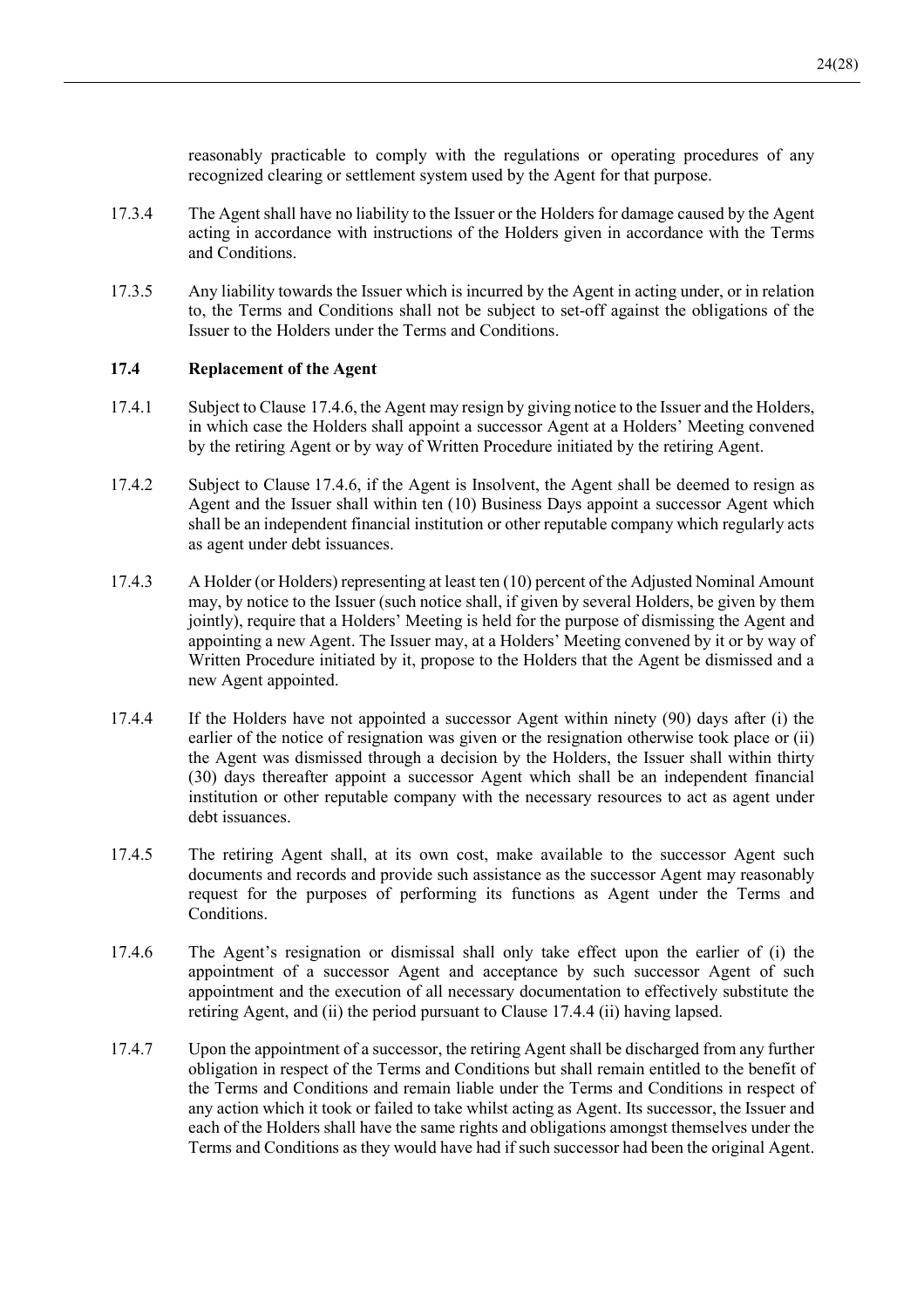reasonably practicable to comply with the regulations or operating procedures of any recognized clearing or settlement system used by the Agent for that purpose.

17.3.4 The Agent shall have no liability to the Issuer or the Holders for damage caused by the Agent acting in accordance with instructions of the Holders given in accordance with the Terms and Conditions.

17.3.5 Any liability towards the Issuer which is incurred by the Agent in acting under, or in relation to, the Terms and Conditions shall not be subject to set-off against the obligations of the Issuer to the Holders under the Terms and Conditions.

### 17.4 Replacement of the Agent

17.4.1 Subject to Clause 17.4.6, the Agent may resign by giving notice to the Issuer and the Holders, in which case the Holders shall appoint a successor Agent at a Holders' Meeting convened by the retiring Agent or by way of Written Procedure initiated by the retiring Agent.

17.4.2 Subject to Clause 17.4.6, if the Agent is Insolvent, the Agent shall be deemed to resign as Agent and the Issuer shall within ten (10) Business Days appoint a successor Agent which shall be an independent financial institution or other reputable company which regularly acts as agent under debt issuances.

17.4.3 A Holder (or Holders) representing at least ten (10) percent of the Adjusted Nominal Amount may, by notice to the Issuer (such notice shall, if given by several Holders, be given by them jointly), require that a Holders' Meeting is held for the purpose of dismissing the Agent and appointing a new Agent. The Issuer may, at a Holders' Meeting convened by it or by way of Written Procedure initiated by it, propose to the Holders that the Agent be dismissed and a new Agent appointed.

17.4.4 If the Holders have not appointed a successor Agent within ninety (90) days after (i) the earlier of the notice of resignation was given or the resignation otherwise took place or (ii) the Agent was dismissed through a decision by the Holders, the Issuer shall within thirty (30) days thereafter appoint a successor Agent which shall be an independent financial institution or other reputable company with the necessary resources to act as agent under debt issuances.

17.4.5 The retiring Agent shall, at its own cost, make available to the successor Agent such documents and records and provide such assistance as the successor Agent may reasonably request for the purposes of performing its functions as Agent under the Terms and Conditions.

17.4.6 The Agent's resignation or dismissal shall only take effect upon the earlier of (i) the appointment of a successor Agent and acceptance by such successor Agent of such appointment and the execution of all necessary documentation to effectively substitute the retiring Agent, and (ii) the period pursuant to Clause 17.4.4 (ii) having lapsed.

17.4.7 Upon the appointment of a successor, the retiring Agent shall be discharged from any further obligation in respect of the Terms and Conditions but shall remain entitled to the benefit of the Terms and Conditions and remain liable under the Terms and Conditions in respect of any action which it took or failed to take whilst acting as Agent. Its successor, the Issuer and each of the Holders shall have the same rights and obligations amongst themselves under the Terms and Conditions as they would have had if such successor had been the original Agent.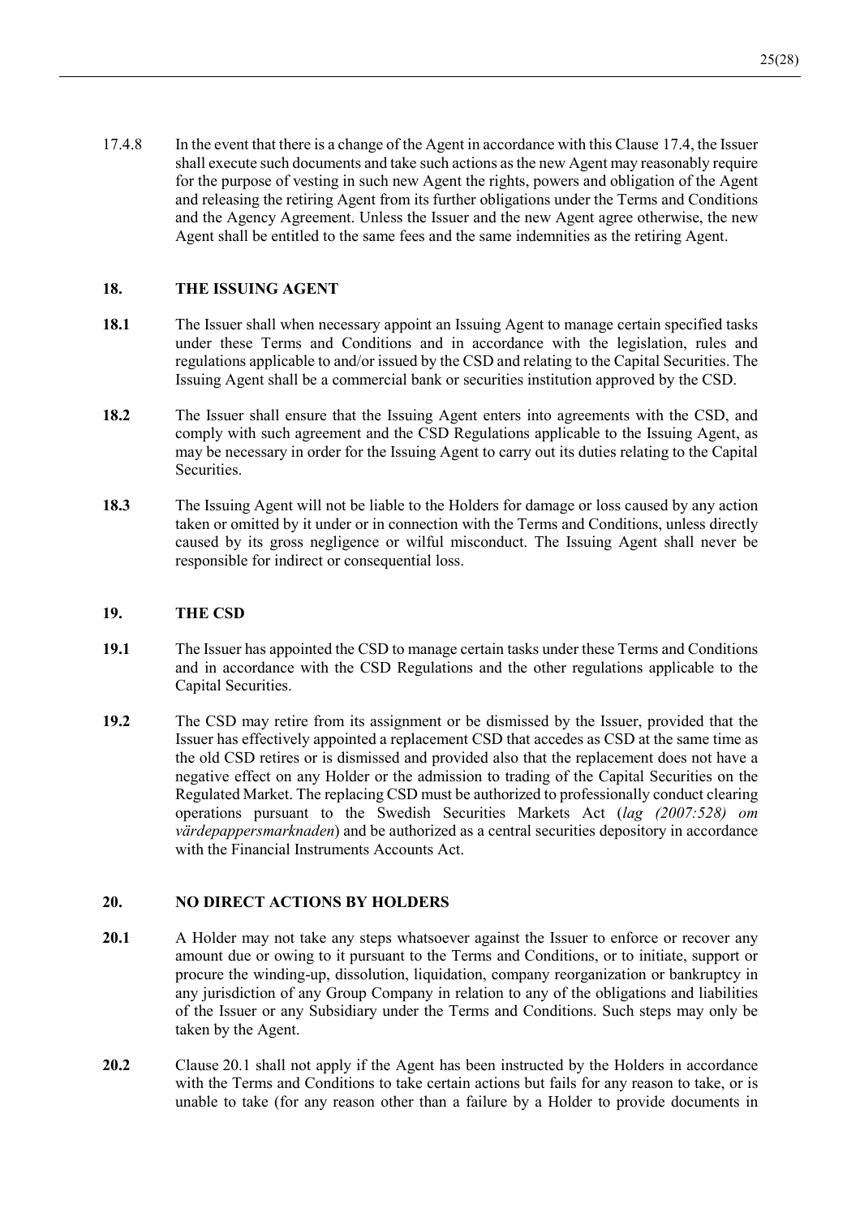17.4.8 In the event that there is a change of the Agent in accordance with this Clause 17.4, the Issuer shall execute such documents and take such actions as the new Agent may reasonably require for the purpose of vesting in such new Agent the rights, powers and obligation of the Agent and releasing the retiring Agent from its further obligations under the Terms and Conditions and the Agency Agreement. Unless the Issuer and the new Agent agree otherwise, the new Agent shall be entitled to the same fees and the same indemnities as the retiring Agent.

## 18. THE ISSUING AGENT

**18.1** The Issuer shall when necessary appoint an Issuing Agent to manage certain specified tasks under these Terms and Conditions and in accordance with the legislation, rules and regulations applicable to and/or issued by the CSD and relating to the Capital Securities. The Issuing Agent shall be a commercial bank or securities institution approved by the CSD.

**18.2** The Issuer shall ensure that the Issuing Agent enters into agreements with the CSD, and comply with such agreement and the CSD Regulations applicable to the Issuing Agent, as may be necessary in order for the Issuing Agent to carry out its duties relating to the Capital Securities.

**18.3** The Issuing Agent will not be liable to the Holders for damage or loss caused by any action taken or omitted by it under or in connection with the Terms and Conditions, unless directly caused by its gross negligence or wilful misconduct. The Issuing Agent shall never be responsible for indirect or consequential loss.

## 19. THE CSD

**19.1** The Issuer has appointed the CSD to manage certain tasks under these Terms and Conditions and in accordance with the CSD Regulations and the other regulations applicable to the Capital Securities.

**19.2** The CSD may retire from its assignment or be dismissed by the Issuer, provided that the Issuer has effectively appointed a replacement CSD that accedes as CSD at the same time as the old CSD retires or is dismissed and provided also that the replacement does not have a negative effect on any Holder or the admission to trading of the Capital Securities on the Regulated Market. The replacing CSD must be authorized to professionally conduct clearing operations pursuant to the Swedish Securities Markets Act (*lag (2007:528) om värdepappersmarknaden*) and be authorized as a central securities depository in accordance with the Financial Instruments Accounts Act.

## 20. NO DIRECT ACTIONS BY HOLDERS

**20.1** A Holder may not take any steps whatsoever against the Issuer to enforce or recover any amount due or owing to it pursuant to the Terms and Conditions, or to initiate, support or procure the winding-up, dissolution, liquidation, company reorganization or bankruptcy in any jurisdiction of any Group Company in relation to any of the obligations and liabilities of the Issuer or any Subsidiary under the Terms and Conditions. Such steps may only be taken by the Agent.

**20.2** Clause 20.1 shall not apply if the Agent has been instructed by the Holders in accordance with the Terms and Conditions to take certain actions but fails for any reason to take, or is unable to take (for any reason other than a failure by a Holder to provide documents in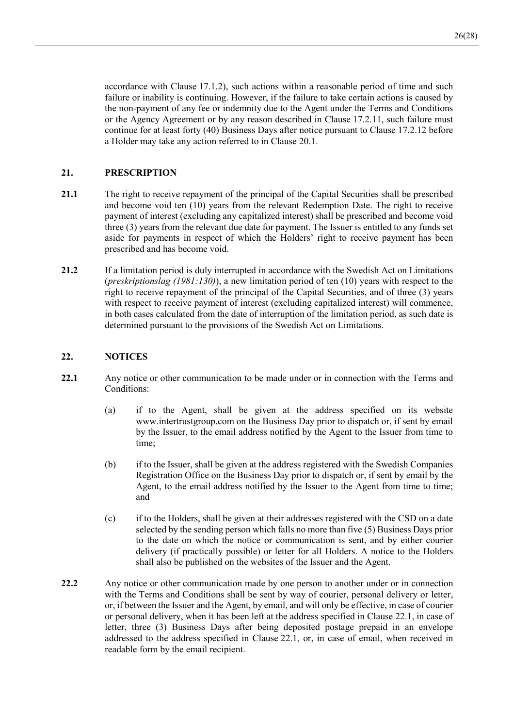accordance with Clause 17.1.2), such actions within a reasonable period of time and such failure or inability is continuing. However, if the failure to take certain actions is caused by the non-payment of any fee or indemnity due to the Agent under the Terms and Conditions or the Agency Agreement or by any reason described in Clause 17.2.11, such failure must continue for at least forty (40) Business Days after notice pursuant to Clause 17.2.12 before a Holder may take any action referred to in Clause 20.1.

## 21. PRESCRIPTION

**21.1** The right to receive repayment of the principal of the Capital Securities shall be prescribed and become void ten (10) years from the relevant Redemption Date. The right to receive payment of interest (excluding any capitalized interest) shall be prescribed and become void three (3) years from the relevant due date for payment. The Issuer is entitled to any funds set aside for payments in respect of which the Holders' right to receive payment has been prescribed and has become void.

**21.2** If a limitation period is duly interrupted in accordance with the Swedish Act on Limitations (*preskriptionslag (1981:130)*), a new limitation period of ten (10) years with respect to the right to receive repayment of the principal of the Capital Securities, and of three (3) years with respect to receive payment of interest (excluding capitalized interest) will commence, in both cases calculated from the date of interruption of the limitation period, as such date is determined pursuant to the provisions of the Swedish Act on Limitations.

## 22. NOTICES

**22.1** Any notice or other communication to be made under or in connection with the Terms and Conditions:

(a) if to the Agent, shall be given at the address specified on its website www.intertrustgroup.com on the Business Day prior to dispatch or, if sent by email by the Issuer, to the email address notified by the Agent to the Issuer from time to time;

(b) if to the Issuer, shall be given at the address registered with the Swedish Companies Registration Office on the Business Day prior to dispatch or, if sent by email by the Agent, to the email address notified by the Issuer to the Agent from time to time; and

(c) if to the Holders, shall be given at their addresses registered with the CSD on a date selected by the sending person which falls no more than five (5) Business Days prior to the date on which the notice or communication is sent, and by either courier delivery (if practically possible) or letter for all Holders. A notice to the Holders shall also be published on the websites of the Issuer and the Agent.

**22.2** Any notice or other communication made by one person to another under or in connection with the Terms and Conditions shall be sent by way of courier, personal delivery or letter, or, if between the Issuer and the Agent, by email, and will only be effective, in case of courier or personal delivery, when it has been left at the address specified in Clause 22.1, in case of letter, three (3) Business Days after being deposited postage prepaid in an envelope addressed to the address specified in Clause 22.1, or, in case of email, when received in readable form by the email recipient.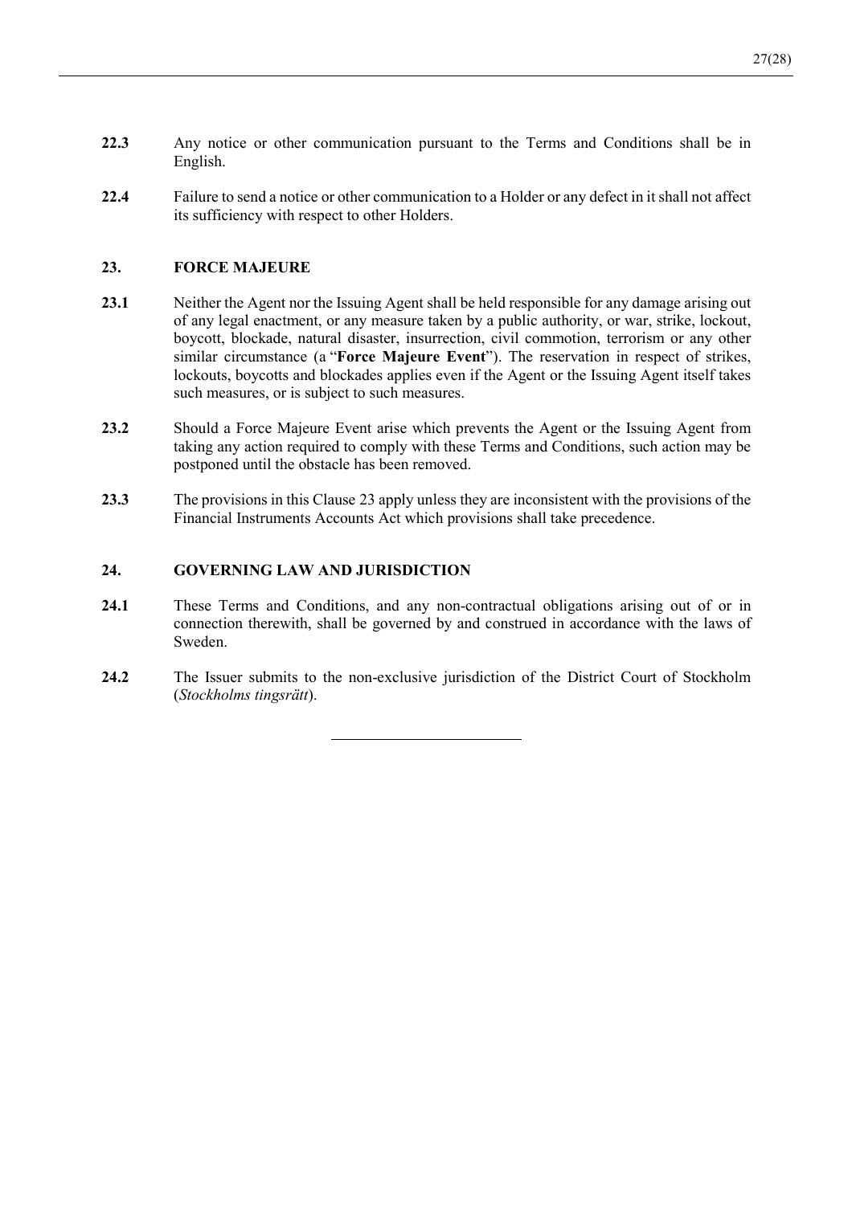**22.3** Any notice or other communication pursuant to the Terms and Conditions shall be in English.

**22.4** Failure to send a notice or other communication to a Holder or any defect in it shall not affect its sufficiency with respect to other Holders.

## 23. FORCE MAJEURE

**23.1** Neither the Agent nor the Issuing Agent shall be held responsible for any damage arising out of any legal enactment, or any measure taken by a public authority, or war, strike, lockout, boycott, blockade, natural disaster, insurrection, civil commotion, terrorism or any other similar circumstance (a "**Force Majeure Event**"). The reservation in respect of strikes, lockouts, boycotts and blockades applies even if the Agent or the Issuing Agent itself takes such measures, or is subject to such measures.

**23.2** Should a Force Majeure Event arise which prevents the Agent or the Issuing Agent from taking any action required to comply with these Terms and Conditions, such action may be postponed until the obstacle has been removed.

**23.3** The provisions in this Clause 23 apply unless they are inconsistent with the provisions of the Financial Instruments Accounts Act which provisions shall take precedence.

## 24. GOVERNING LAW AND JURISDICTION

**24.1** These Terms and Conditions, and any non-contractual obligations arising out of or in connection therewith, shall be governed by and construed in accordance with the laws of Sweden.

**24.2** The Issuer submits to the non-exclusive jurisdiction of the District Court of Stockholm (*Stockholms tingsrätt*).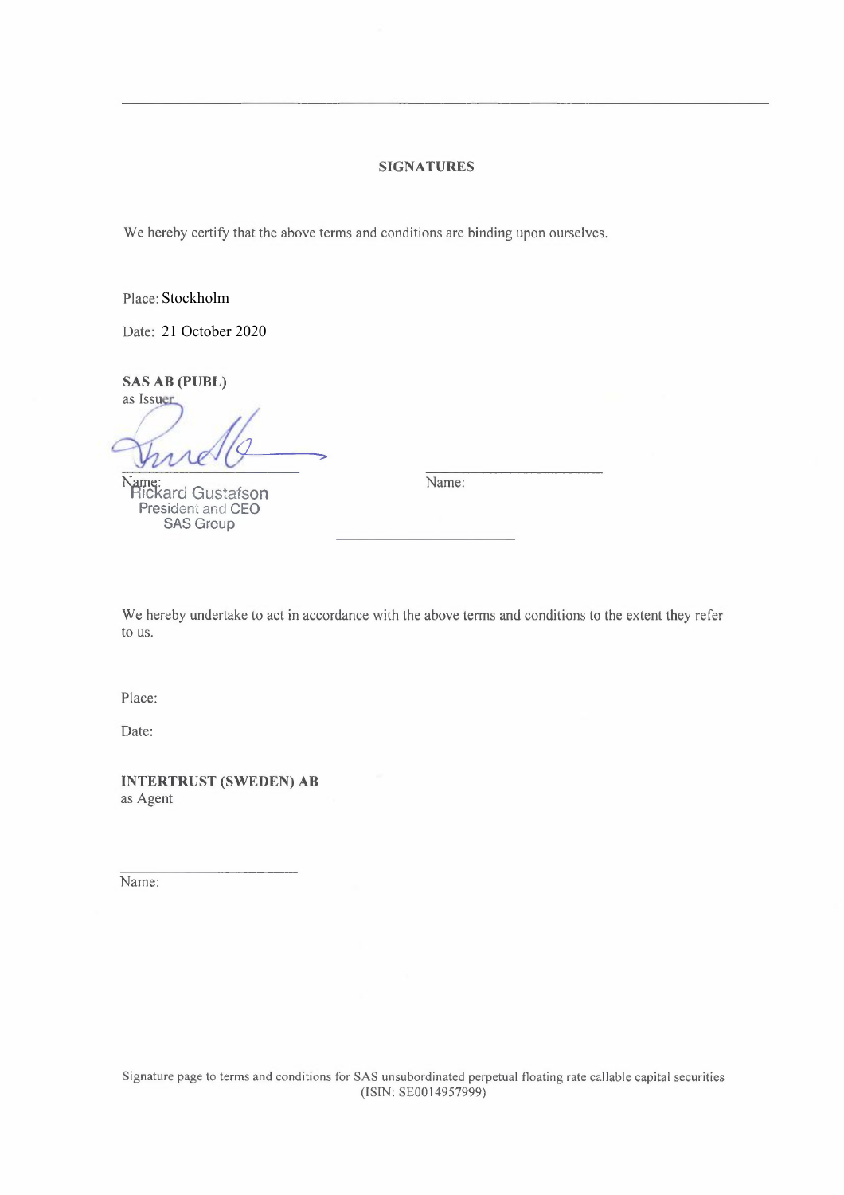## SIGNATURES

We hereby certify that the above terms and conditions are binding upon ourselves.

Place: Stockholm

Date: 21 October 2020

**SAS AB (PUBL)**
as Issuer

Name: Rickard Gustafson
President and CEO
SAS Group

Name:

We hereby undertake to act in accordance with the above terms and conditions to the extent they refer to us.

Place:

Date:

**INTERTRUST (SWEDEN) AB**
as Agent

Name:

Signature page to terms and conditions for SAS unsubordinated perpetual floating rate callable capital securities (ISIN: SE0014957999)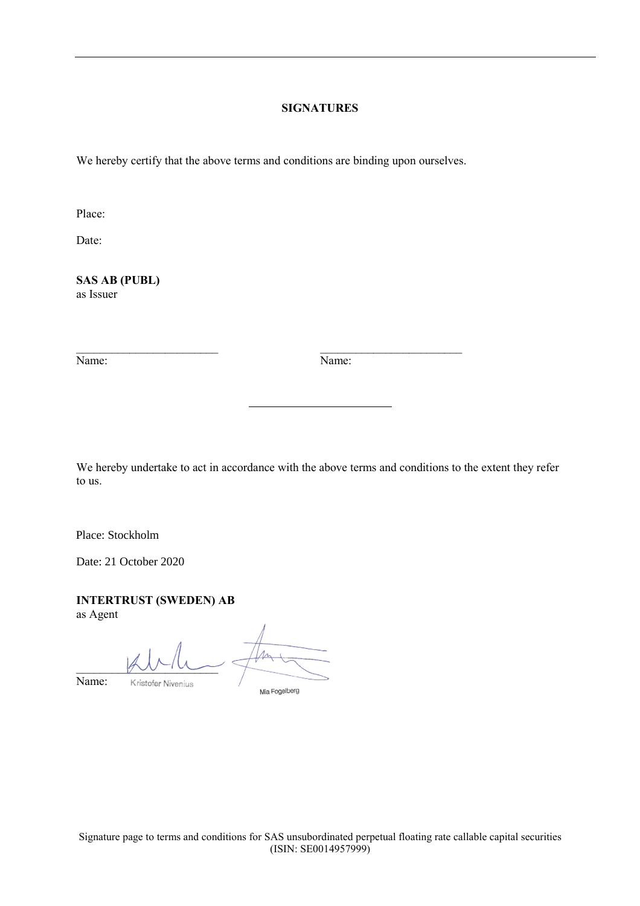**SIGNATURES**

We hereby certify that the above terms and conditions are binding upon ourselves.

Place:

Date:

**SAS AB (PUBL)**
as Issuer

\_\_\_\_\_\_\_\_\_\_\_\_\_\_\_\_\_\_\_\_\_\_\_\_ \_\_\_\_\_\_\_\_\_\_\_\_\_\_\_\_\_\_\_\_\_\_\_\_
Name: Name:

\_\_\_\_\_\_\_\_\_\_\_\_\_\_\_\_\_\_\_\_\_\_\_\_

We hereby undertake to act in accordance with the above terms and conditions to the extent they refer to us.

Place: Stockholm

Date: 21 October 2020

**INTERTRUST (SWEDEN) AB**
as Agent

\_\_\_\_\_\_\_\_\_\_\_\_\_\_\_\_\_\_\_\_\_\_\_\_
Name: Kristofer Nivenius Mia Fogelberg

Signature page to terms and conditions for SAS unsubordinated perpetual floating rate callable capital securities (ISIN: SE0014957999)